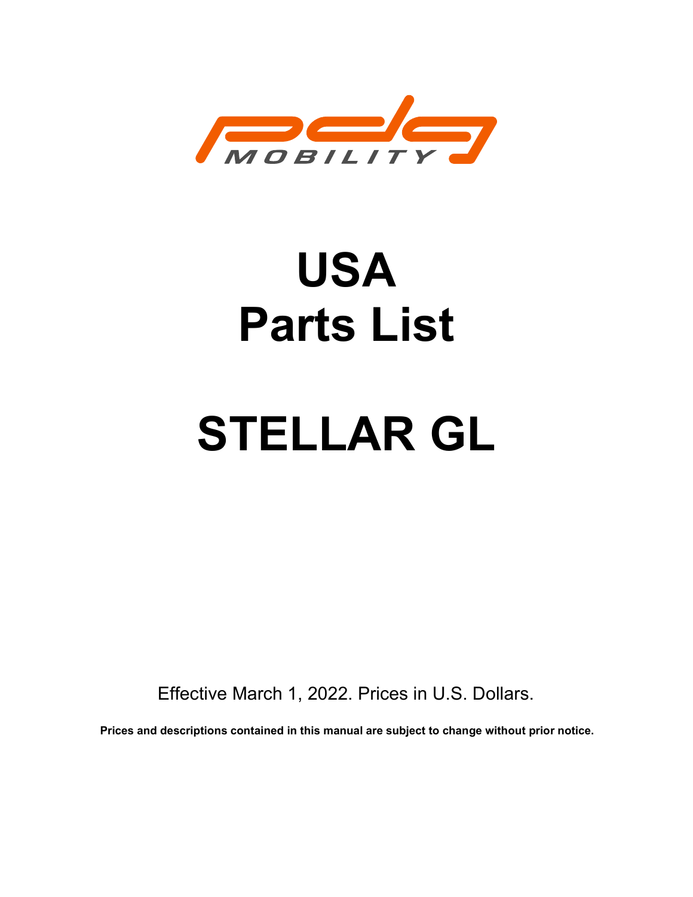# USA
# Parts List

# STELLAR GL

Effective March 1, 2022. Prices in U.S. Dollars.

**Prices and descriptions contained in this manual are subject to change without prior notice.**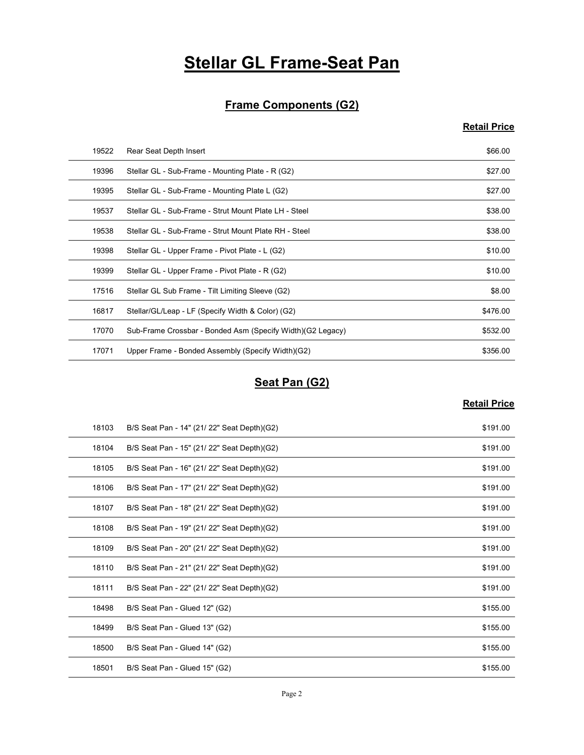# Stellar GL Frame-Seat Pan

## Frame Components (G2)

| | | Retail Price |
|---|---|---|
| 19522 | Rear Seat Depth Insert | $66.00 |
| 19396 | Stellar GL - Sub-Frame - Mounting Plate - R (G2) | $27.00 |
| 19395 | Stellar GL - Sub-Frame - Mounting Plate L (G2) | $27.00 |
| 19537 | Stellar GL - Sub-Frame - Strut Mount Plate LH - Steel | $38.00 |
| 19538 | Stellar GL - Sub-Frame - Strut Mount Plate RH - Steel | $38.00 |
| 19398 | Stellar GL - Upper Frame - Pivot Plate - L (G2) | $10.00 |
| 19399 | Stellar GL - Upper Frame - Pivot Plate - R (G2) | $10.00 |
| 17516 | Stellar GL Sub Frame - Tilt Limiting Sleeve (G2) | $8.00 |
| 16817 | Stellar/GL/Leap - LF (Specify Width & Color) (G2) | $476.00 |
| 17070 | Sub-Frame Crossbar - Bonded Asm (Specify Width)(G2 Legacy) | $532.00 |
| 17071 | Upper Frame - Bonded Assembly (Specify Width)(G2) | $356.00 |

## Seat Pan (G2)

| | | Retail Price |
|---|---|---|
| 18103 | B/S Seat Pan - 14" (21/ 22" Seat Depth)(G2) | $191.00 |
| 18104 | B/S Seat Pan - 15" (21/ 22" Seat Depth)(G2) | $191.00 |
| 18105 | B/S Seat Pan - 16" (21/ 22" Seat Depth)(G2) | $191.00 |
| 18106 | B/S Seat Pan - 17" (21/ 22" Seat Depth)(G2) | $191.00 |
| 18107 | B/S Seat Pan - 18" (21/ 22" Seat Depth)(G2) | $191.00 |
| 18108 | B/S Seat Pan - 19" (21/ 22" Seat Depth)(G2) | $191.00 |
| 18109 | B/S Seat Pan - 20" (21/ 22" Seat Depth)(G2) | $191.00 |
| 18110 | B/S Seat Pan - 21" (21/ 22" Seat Depth)(G2) | $191.00 |
| 18111 | B/S Seat Pan - 22" (21/ 22" Seat Depth)(G2) | $191.00 |
| 18498 | B/S Seat Pan - Glued 12" (G2) | $155.00 |
| 18499 | B/S Seat Pan - Glued 13" (G2) | $155.00 |
| 18500 | B/S Seat Pan - Glued 14" (G2) | $155.00 |
| 18501 | B/S Seat Pan - Glued 15" (G2) | $155.00 |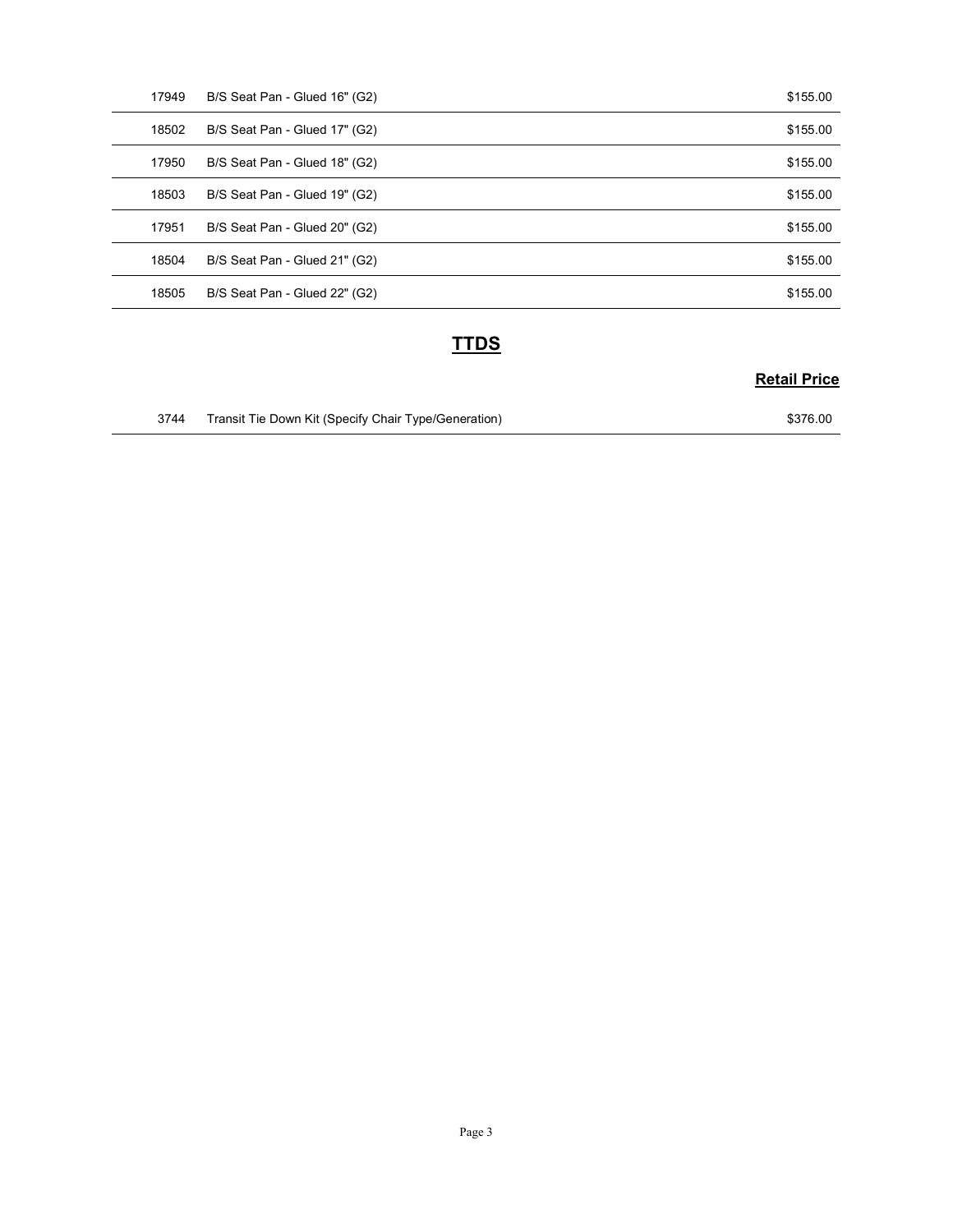| | | |
|---|---|---|
| 17949 | B/S Seat Pan - Glued 16" (G2) | $155.00 |
| 18502 | B/S Seat Pan - Glued 17" (G2) | $155.00 |
| 17950 | B/S Seat Pan - Glued 18" (G2) | $155.00 |
| 18503 | B/S Seat Pan - Glued 19" (G2) | $155.00 |
| 17951 | B/S Seat Pan - Glued 20" (G2) | $155.00 |
| 18504 | B/S Seat Pan - Glued 21" (G2) | $155.00 |
| 18505 | B/S Seat Pan - Glued 22" (G2) | $155.00 |

## TTDS

| | | Retail Price |
|---|---|---|
| 3744 | Transit Tie Down Kit (Specify Chair Type/Generation) | $376.00 |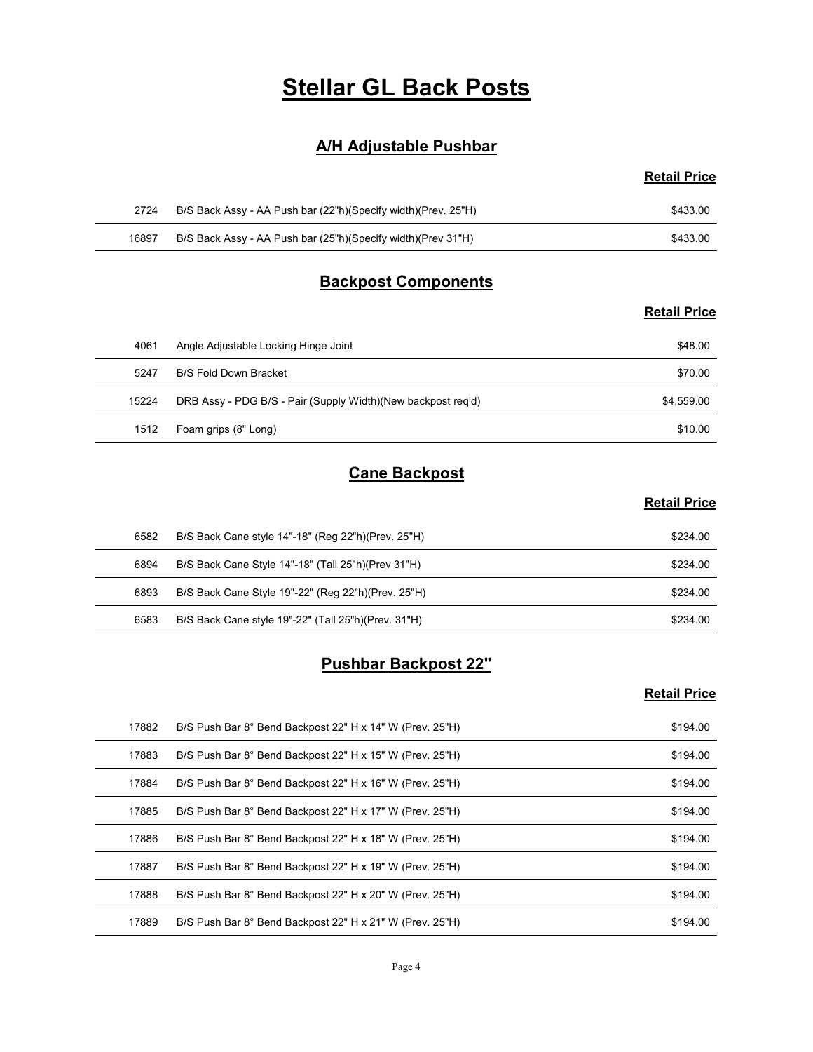# Stellar GL Back Posts

## A/H Adjustable Pushbar

| | | Retail Price |
|---|---|---|
| 2724 | B/S Back Assy - AA Push bar (22"h)(Specify width)(Prev. 25"H) | $433.00 |
| 16897 | B/S Back Assy - AA Push bar (25"h)(Specify width)(Prev 31"H) | $433.00 |

## Backpost Components

| | | Retail Price |
|---|---|---|
| 4061 | Angle Adjustable Locking Hinge Joint | $48.00 |
| 5247 | B/S Fold Down Bracket | $70.00 |
| 15224 | DRB Assy - PDG B/S - Pair (Supply Width)(New backpost req'd) | $4,559.00 |
| 1512 | Foam grips (8" Long) | $10.00 |

## Cane Backpost

| | | Retail Price |
|---|---|---|
| 6582 | B/S Back Cane style 14"-18" (Reg 22"h)(Prev. 25"H) | $234.00 |
| 6894 | B/S Back Cane Style 14"-18" (Tall 25"h)(Prev 31"H) | $234.00 |
| 6893 | B/S Back Cane Style 19"-22" (Reg 22"h)(Prev. 25"H) | $234.00 |
| 6583 | B/S Back Cane style 19"-22" (Tall 25"h)(Prev. 31"H) | $234.00 |

## Pushbar Backpost 22"

| | | Retail Price |
|---|---|---|
| 17882 | B/S Push Bar 8° Bend Backpost 22" H x 14" W (Prev. 25"H) | $194.00 |
| 17883 | B/S Push Bar 8° Bend Backpost 22" H x 15" W (Prev. 25"H) | $194.00 |
| 17884 | B/S Push Bar 8° Bend Backpost 22" H x 16" W (Prev. 25"H) | $194.00 |
| 17885 | B/S Push Bar 8° Bend Backpost 22" H x 17" W (Prev. 25"H) | $194.00 |
| 17886 | B/S Push Bar 8° Bend Backpost 22" H x 18" W (Prev. 25"H) | $194.00 |
| 17887 | B/S Push Bar 8° Bend Backpost 22" H x 19" W (Prev. 25"H) | $194.00 |
| 17888 | B/S Push Bar 8° Bend Backpost 22" H x 20" W (Prev. 25"H) | $194.00 |
| 17889 | B/S Push Bar 8° Bend Backpost 22" H x 21" W (Prev. 25"H) | $194.00 |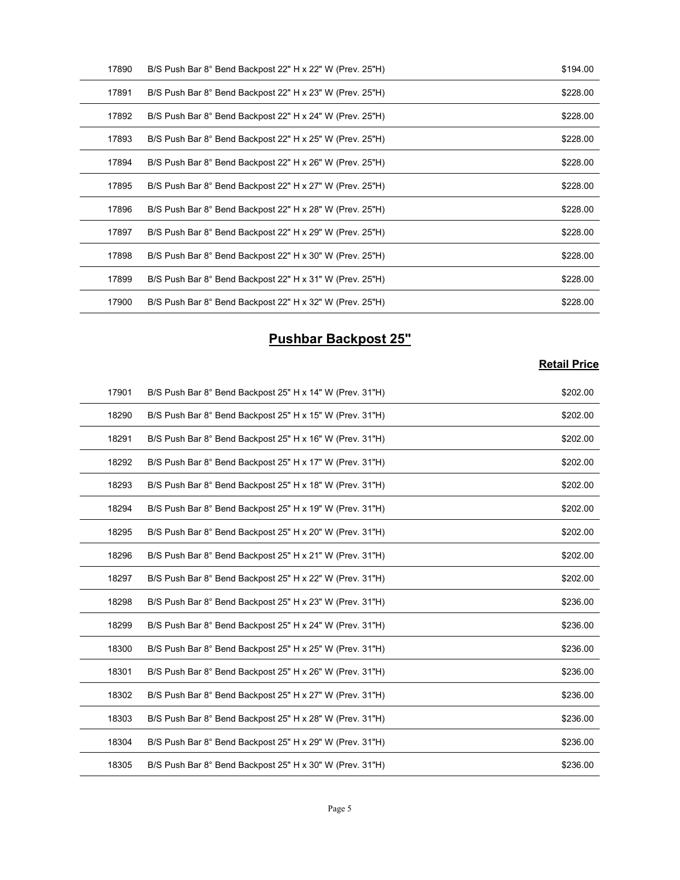| | | |
|---|---|---|
| 17890 | B/S Push Bar 8° Bend Backpost 22" H x 22" W (Prev. 25"H) | $194.00 |
| 17891 | B/S Push Bar 8° Bend Backpost 22" H x 23" W (Prev. 25"H) | $228.00 |
| 17892 | B/S Push Bar 8° Bend Backpost 22" H x 24" W (Prev. 25"H) | $228.00 |
| 17893 | B/S Push Bar 8° Bend Backpost 22" H x 25" W (Prev. 25"H) | $228.00 |
| 17894 | B/S Push Bar 8° Bend Backpost 22" H x 26" W (Prev. 25"H) | $228.00 |
| 17895 | B/S Push Bar 8° Bend Backpost 22" H x 27" W (Prev. 25"H) | $228.00 |
| 17896 | B/S Push Bar 8° Bend Backpost 22" H x 28" W (Prev. 25"H) | $228.00 |
| 17897 | B/S Push Bar 8° Bend Backpost 22" H x 29" W (Prev. 25"H) | $228.00 |
| 17898 | B/S Push Bar 8° Bend Backpost 22" H x 30" W (Prev. 25"H) | $228.00 |
| 17899 | B/S Push Bar 8° Bend Backpost 22" H x 31" W (Prev. 25"H) | $228.00 |
| 17900 | B/S Push Bar 8° Bend Backpost 22" H x 32" W (Prev. 25"H) | $228.00 |

## Pushbar Backpost 25"

| | | Retail Price |
|---|---|---|
| 17901 | B/S Push Bar 8° Bend Backpost 25" H x 14" W (Prev. 31"H) | $202.00 |
| 18290 | B/S Push Bar 8° Bend Backpost 25" H x 15" W (Prev. 31"H) | $202.00 |
| 18291 | B/S Push Bar 8° Bend Backpost 25" H x 16" W (Prev. 31"H) | $202.00 |
| 18292 | B/S Push Bar 8° Bend Backpost 25" H x 17" W (Prev. 31"H) | $202.00 |
| 18293 | B/S Push Bar 8° Bend Backpost 25" H x 18" W (Prev. 31"H) | $202.00 |
| 18294 | B/S Push Bar 8° Bend Backpost 25" H x 19" W (Prev. 31"H) | $202.00 |
| 18295 | B/S Push Bar 8° Bend Backpost 25" H x 20" W (Prev. 31"H) | $202.00 |
| 18296 | B/S Push Bar 8° Bend Backpost 25" H x 21" W (Prev. 31"H) | $202.00 |
| 18297 | B/S Push Bar 8° Bend Backpost 25" H x 22" W (Prev. 31"H) | $202.00 |
| 18298 | B/S Push Bar 8° Bend Backpost 25" H x 23" W (Prev. 31"H) | $236.00 |
| 18299 | B/S Push Bar 8° Bend Backpost 25" H x 24" W (Prev. 31"H) | $236.00 |
| 18300 | B/S Push Bar 8° Bend Backpost 25" H x 25" W (Prev. 31"H) | $236.00 |
| 18301 | B/S Push Bar 8° Bend Backpost 25" H x 26" W (Prev. 31"H) | $236.00 |
| 18302 | B/S Push Bar 8° Bend Backpost 25" H x 27" W (Prev. 31"H) | $236.00 |
| 18303 | B/S Push Bar 8° Bend Backpost 25" H x 28" W (Prev. 31"H) | $236.00 |
| 18304 | B/S Push Bar 8° Bend Backpost 25" H x 29" W (Prev. 31"H) | $236.00 |
| 18305 | B/S Push Bar 8° Bend Backpost 25" H x 30" W (Prev. 31"H) | $236.00 |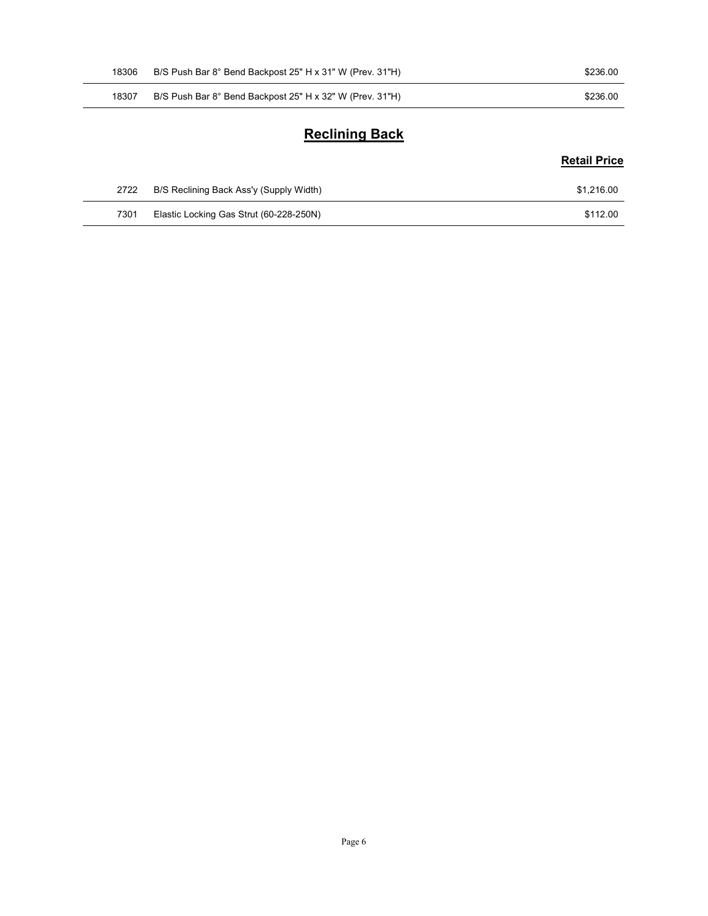| | | |
|---|---|---|
| 18306 | B/S Push Bar 8° Bend Backpost 25" H x 31" W (Prev. 31"H) | $236.00 |
| 18307 | B/S Push Bar 8° Bend Backpost 25" H x 32" W (Prev. 31"H) | $236.00 |

## Reclining Back

| | | Retail Price |
|---|---|---|
| 2722 | B/S Reclining Back Ass'y (Supply Width) | $1,216.00 |
| 7301 | Elastic Locking Gas Strut (60-228-250N) | $112.00 |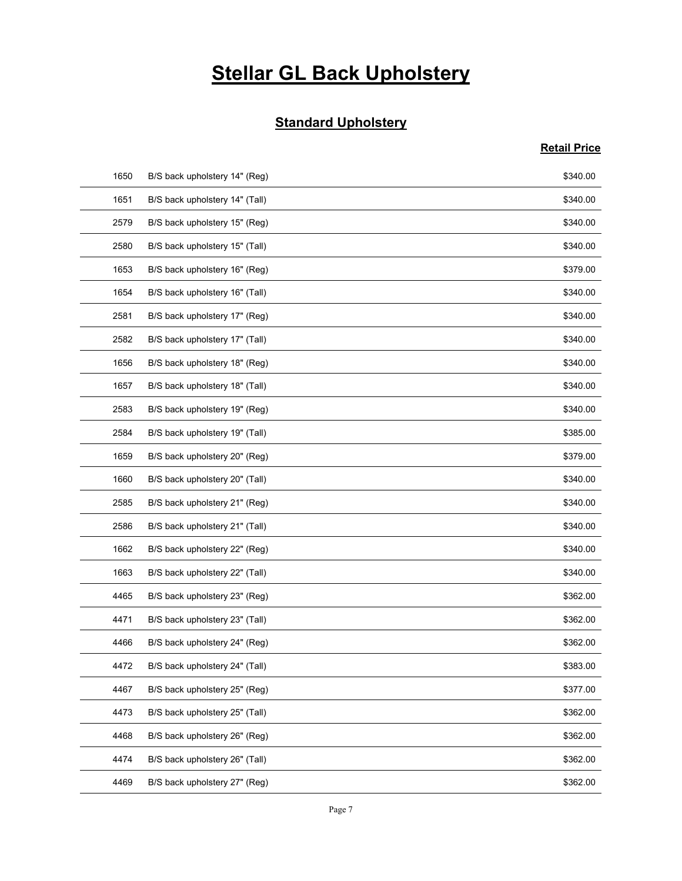# Stellar GL Back Upholstery

## Standard Upholstery

| | | Retail Price |
|---|---|---|
| 1650 | B/S back upholstery 14" (Reg) | $340.00 |
| 1651 | B/S back upholstery 14" (Tall) | $340.00 |
| 2579 | B/S back upholstery 15" (Reg) | $340.00 |
| 2580 | B/S back upholstery 15" (Tall) | $340.00 |
| 1653 | B/S back upholstery 16" (Reg) | $379.00 |
| 1654 | B/S back upholstery 16" (Tall) | $340.00 |
| 2581 | B/S back upholstery 17" (Reg) | $340.00 |
| 2582 | B/S back upholstery 17" (Tall) | $340.00 |
| 1656 | B/S back upholstery 18" (Reg) | $340.00 |
| 1657 | B/S back upholstery 18" (Tall) | $340.00 |
| 2583 | B/S back upholstery 19" (Reg) | $340.00 |
| 2584 | B/S back upholstery 19" (Tall) | $385.00 |
| 1659 | B/S back upholstery 20" (Reg) | $379.00 |
| 1660 | B/S back upholstery 20" (Tall) | $340.00 |
| 2585 | B/S back upholstery 21" (Reg) | $340.00 |
| 2586 | B/S back upholstery 21" (Tall) | $340.00 |
| 1662 | B/S back upholstery 22" (Reg) | $340.00 |
| 1663 | B/S back upholstery 22" (Tall) | $340.00 |
| 4465 | B/S back upholstery 23" (Reg) | $362.00 |
| 4471 | B/S back upholstery 23" (Tall) | $362.00 |
| 4466 | B/S back upholstery 24" (Reg) | $362.00 |
| 4472 | B/S back upholstery 24" (Tall) | $383.00 |
| 4467 | B/S back upholstery 25" (Reg) | $377.00 |
| 4473 | B/S back upholstery 25" (Tall) | $362.00 |
| 4468 | B/S back upholstery 26" (Reg) | $362.00 |
| 4474 | B/S back upholstery 26" (Tall) | $362.00 |
| 4469 | B/S back upholstery 27" (Reg) | $362.00 |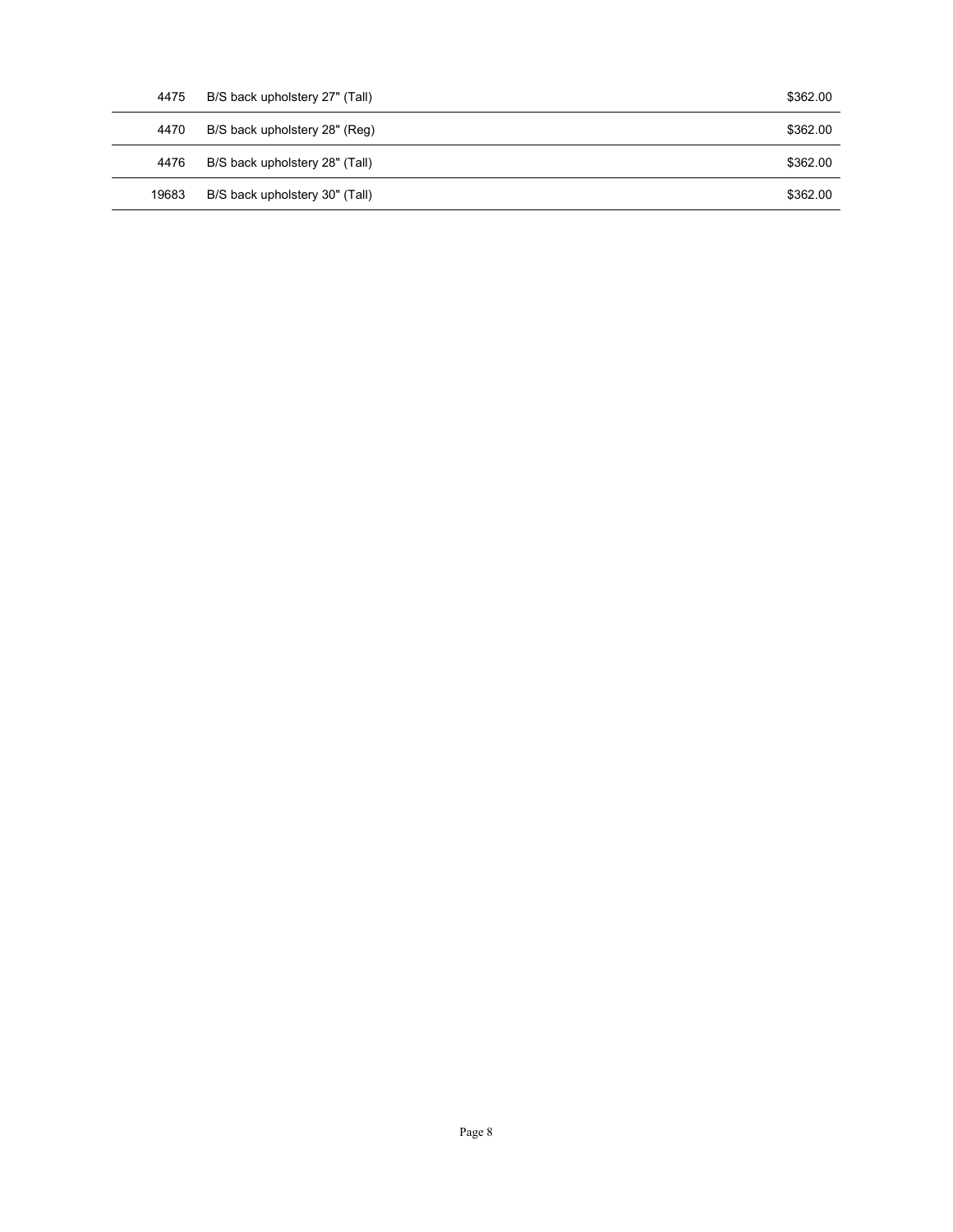| | | |
|---|---|---|
| 4475 | B/S back upholstery 27" (Tall) | $362.00 |
| 4470 | B/S back upholstery 28" (Reg) | $362.00 |
| 4476 | B/S back upholstery 28" (Tall) | $362.00 |
| 19683 | B/S back upholstery 30" (Tall) | $362.00 |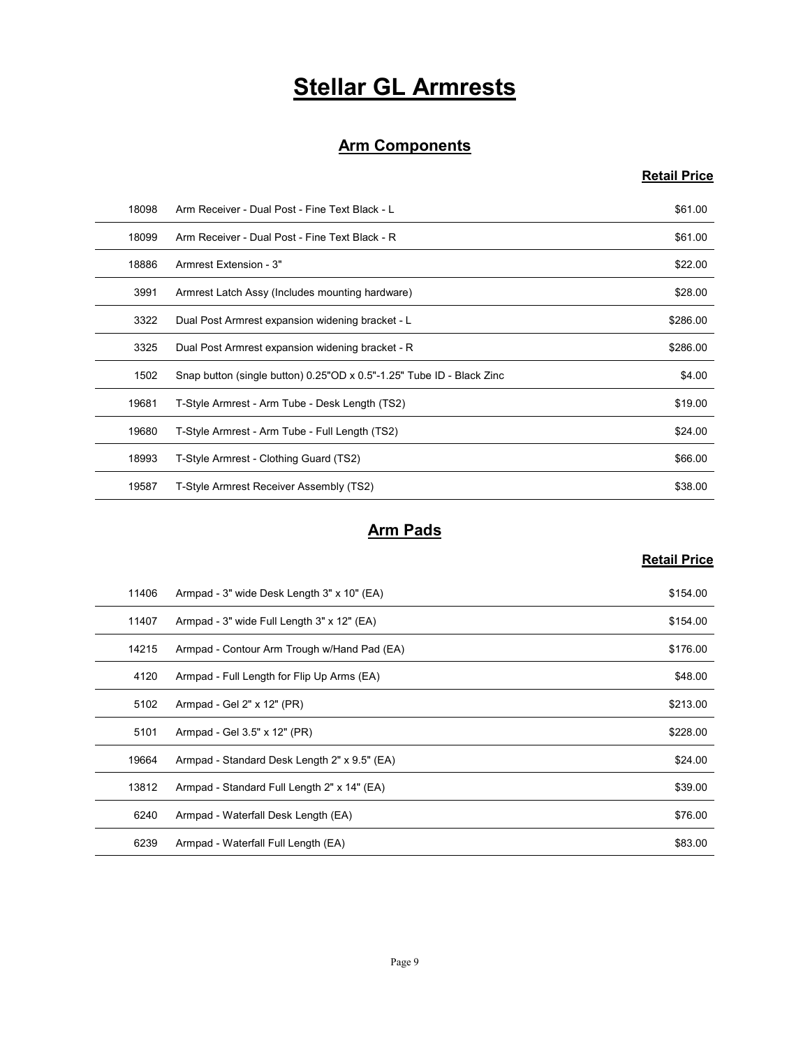# Stellar GL Armrests

## Arm Components

| | | Retail Price |
|---|---|---|
| 18098 | Arm Receiver - Dual Post - Fine Text Black - L | $61.00 |
| 18099 | Arm Receiver - Dual Post - Fine Text Black - R | $61.00 |
| 18886 | Armrest Extension - 3" | $22.00 |
| 3991 | Armrest Latch Assy (Includes mounting hardware) | $28.00 |
| 3322 | Dual Post Armrest expansion widening bracket - L | $286.00 |
| 3325 | Dual Post Armrest expansion widening bracket - R | $286.00 |
| 1502 | Snap button (single button) 0.25"OD x 0.5"-1.25" Tube ID - Black Zinc | $4.00 |
| 19681 | T-Style Armrest - Arm Tube - Desk Length (TS2) | $19.00 |
| 19680 | T-Style Armrest - Arm Tube - Full Length (TS2) | $24.00 |
| 18993 | T-Style Armrest - Clothing Guard (TS2) | $66.00 |
| 19587 | T-Style Armrest Receiver Assembly (TS2) | $38.00 |

## Arm Pads

| | | Retail Price |
|---|---|---|
| 11406 | Armpad - 3" wide Desk Length 3" x 10" (EA) | $154.00 |
| 11407 | Armpad - 3" wide Full Length 3" x 12" (EA) | $154.00 |
| 14215 | Armpad - Contour Arm Trough w/Hand Pad (EA) | $176.00 |
| 4120 | Armpad - Full Length for Flip Up Arms (EA) | $48.00 |
| 5102 | Armpad - Gel 2" x 12" (PR) | $213.00 |
| 5101 | Armpad - Gel 3.5" x 12" (PR) | $228.00 |
| 19664 | Armpad - Standard Desk Length 2" x 9.5" (EA) | $24.00 |
| 13812 | Armpad - Standard Full Length 2" x 14" (EA) | $39.00 |
| 6240 | Armpad - Waterfall Desk Length (EA) | $76.00 |
| 6239 | Armpad - Waterfall Full Length (EA) | $83.00 |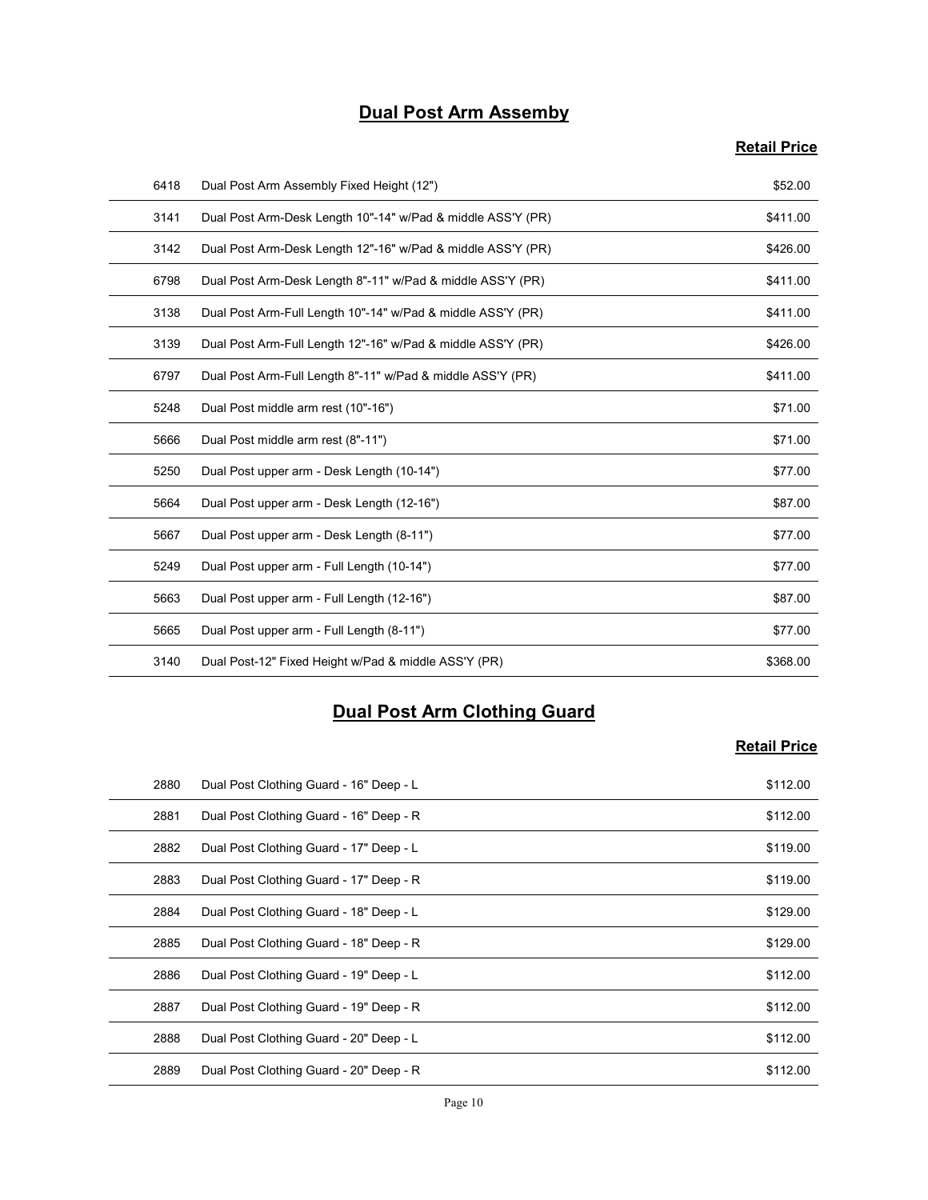## Dual Post Arm Assemby

| | | Retail Price |
|---|---|---|
| 6418 | Dual Post Arm Assembly Fixed Height (12") | $52.00 |
| 3141 | Dual Post Arm-Desk Length 10"-14" w/Pad & middle ASS'Y (PR) | $411.00 |
| 3142 | Dual Post Arm-Desk Length 12"-16" w/Pad & middle ASS'Y (PR) | $426.00 |
| 6798 | Dual Post Arm-Desk Length 8"-11" w/Pad & middle ASS'Y (PR) | $411.00 |
| 3138 | Dual Post Arm-Full Length 10"-14" w/Pad & middle ASS'Y (PR) | $411.00 |
| 3139 | Dual Post Arm-Full Length 12"-16" w/Pad & middle ASS'Y (PR) | $426.00 |
| 6797 | Dual Post Arm-Full Length 8"-11" w/Pad & middle ASS'Y (PR) | $411.00 |
| 5248 | Dual Post middle arm rest (10"-16") | $71.00 |
| 5666 | Dual Post middle arm rest (8"-11") | $71.00 |
| 5250 | Dual Post upper arm - Desk Length (10-14") | $77.00 |
| 5664 | Dual Post upper arm - Desk Length (12-16") | $87.00 |
| 5667 | Dual Post upper arm - Desk Length (8-11") | $77.00 |
| 5249 | Dual Post upper arm - Full Length (10-14") | $77.00 |
| 5663 | Dual Post upper arm - Full Length (12-16") | $87.00 |
| 5665 | Dual Post upper arm - Full Length (8-11") | $77.00 |
| 3140 | Dual Post-12" Fixed Height w/Pad & middle ASS'Y (PR) | $368.00 |

## Dual Post Arm Clothing Guard

| | | Retail Price |
|---|---|---|
| 2880 | Dual Post Clothing Guard - 16" Deep - L | $112.00 |
| 2881 | Dual Post Clothing Guard - 16" Deep - R | $112.00 |
| 2882 | Dual Post Clothing Guard - 17" Deep - L | $119.00 |
| 2883 | Dual Post Clothing Guard - 17" Deep - R | $119.00 |
| 2884 | Dual Post Clothing Guard - 18" Deep - L | $129.00 |
| 2885 | Dual Post Clothing Guard - 18" Deep - R | $129.00 |
| 2886 | Dual Post Clothing Guard - 19" Deep - L | $112.00 |
| 2887 | Dual Post Clothing Guard - 19" Deep - R | $112.00 |
| 2888 | Dual Post Clothing Guard - 20" Deep - L | $112.00 |
| 2889 | Dual Post Clothing Guard - 20" Deep - R | $112.00 |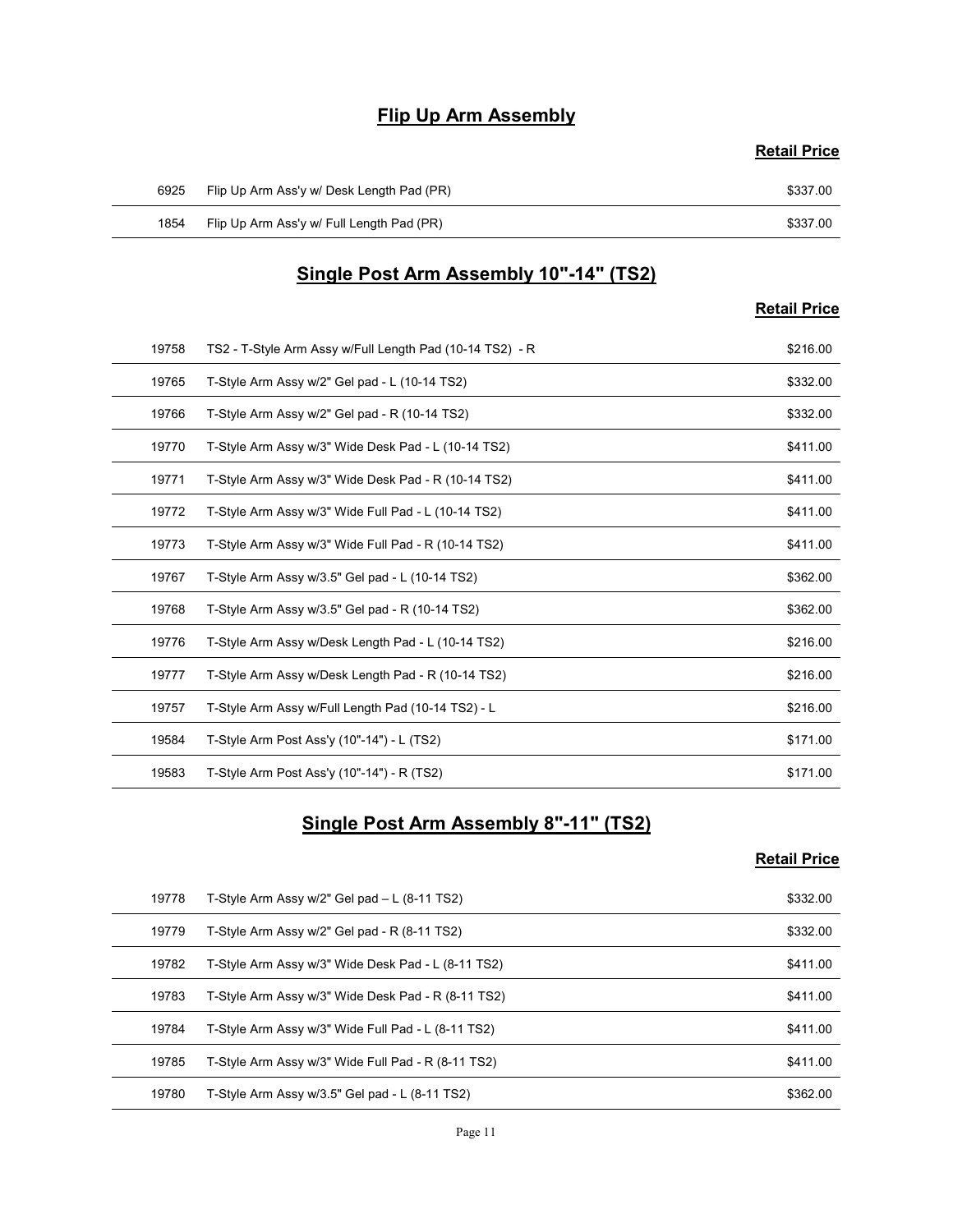## Flip Up Arm Assembly

| | | Retail Price |
|---|---|---|
| 6925 | Flip Up Arm Ass'y w/ Desk Length Pad (PR) | $337.00 |
| 1854 | Flip Up Arm Ass'y w/ Full Length Pad (PR) | $337.00 |

## Single Post Arm Assembly 10"-14" (TS2)

| | | Retail Price |
|---|---|---|
| 19758 | TS2 - T-Style Arm Assy w/Full Length Pad (10-14 TS2) - R | $216.00 |
| 19765 | T-Style Arm Assy w/2" Gel pad - L (10-14 TS2) | $332.00 |
| 19766 | T-Style Arm Assy w/2" Gel pad - R (10-14 TS2) | $332.00 |
| 19770 | T-Style Arm Assy w/3" Wide Desk Pad - L (10-14 TS2) | $411.00 |
| 19771 | T-Style Arm Assy w/3" Wide Desk Pad - R (10-14 TS2) | $411.00 |
| 19772 | T-Style Arm Assy w/3" Wide Full Pad - L (10-14 TS2) | $411.00 |
| 19773 | T-Style Arm Assy w/3" Wide Full Pad - R (10-14 TS2) | $411.00 |
| 19767 | T-Style Arm Assy w/3.5" Gel pad - L (10-14 TS2) | $362.00 |
| 19768 | T-Style Arm Assy w/3.5" Gel pad - R (10-14 TS2) | $362.00 |
| 19776 | T-Style Arm Assy w/Desk Length Pad - L (10-14 TS2) | $216.00 |
| 19777 | T-Style Arm Assy w/Desk Length Pad - R (10-14 TS2) | $216.00 |
| 19757 | T-Style Arm Assy w/Full Length Pad (10-14 TS2) - L | $216.00 |
| 19584 | T-Style Arm Post Ass'y (10"-14") - L (TS2) | $171.00 |
| 19583 | T-Style Arm Post Ass'y (10"-14") - R (TS2) | $171.00 |

## Single Post Arm Assembly 8"-11" (TS2)

| | | Retail Price |
|---|---|---|
| 19778 | T-Style Arm Assy w/2" Gel pad – L (8-11 TS2) | $332.00 |
| 19779 | T-Style Arm Assy w/2" Gel pad - R (8-11 TS2) | $332.00 |
| 19782 | T-Style Arm Assy w/3" Wide Desk Pad - L (8-11 TS2) | $411.00 |
| 19783 | T-Style Arm Assy w/3" Wide Desk Pad - R (8-11 TS2) | $411.00 |
| 19784 | T-Style Arm Assy w/3" Wide Full Pad - L (8-11 TS2) | $411.00 |
| 19785 | T-Style Arm Assy w/3" Wide Full Pad - R (8-11 TS2) | $411.00 |
| 19780 | T-Style Arm Assy w/3.5" Gel pad - L (8-11 TS2) | $362.00 |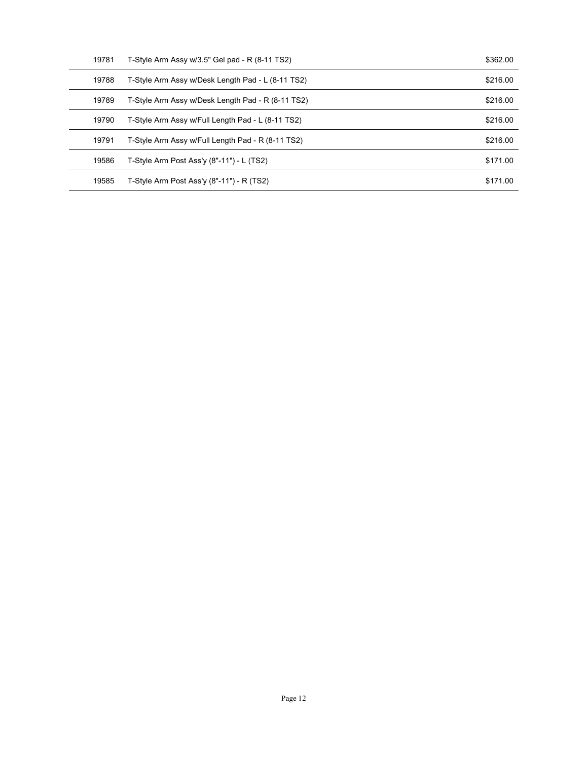| | | |
|---|---|---|
| 19781 | T-Style Arm Assy w/3.5" Gel pad - R (8-11 TS2) | $362.00 |
| 19788 | T-Style Arm Assy w/Desk Length Pad - L (8-11 TS2) | $216.00 |
| 19789 | T-Style Arm Assy w/Desk Length Pad - R (8-11 TS2) | $216.00 |
| 19790 | T-Style Arm Assy w/Full Length Pad - L (8-11 TS2) | $216.00 |
| 19791 | T-Style Arm Assy w/Full Length Pad - R (8-11 TS2) | $216.00 |
| 19586 | T-Style Arm Post Ass'y (8"-11") - L (TS2) | $171.00 |
| 19585 | T-Style Arm Post Ass'y (8"-11") - R (TS2) | $171.00 |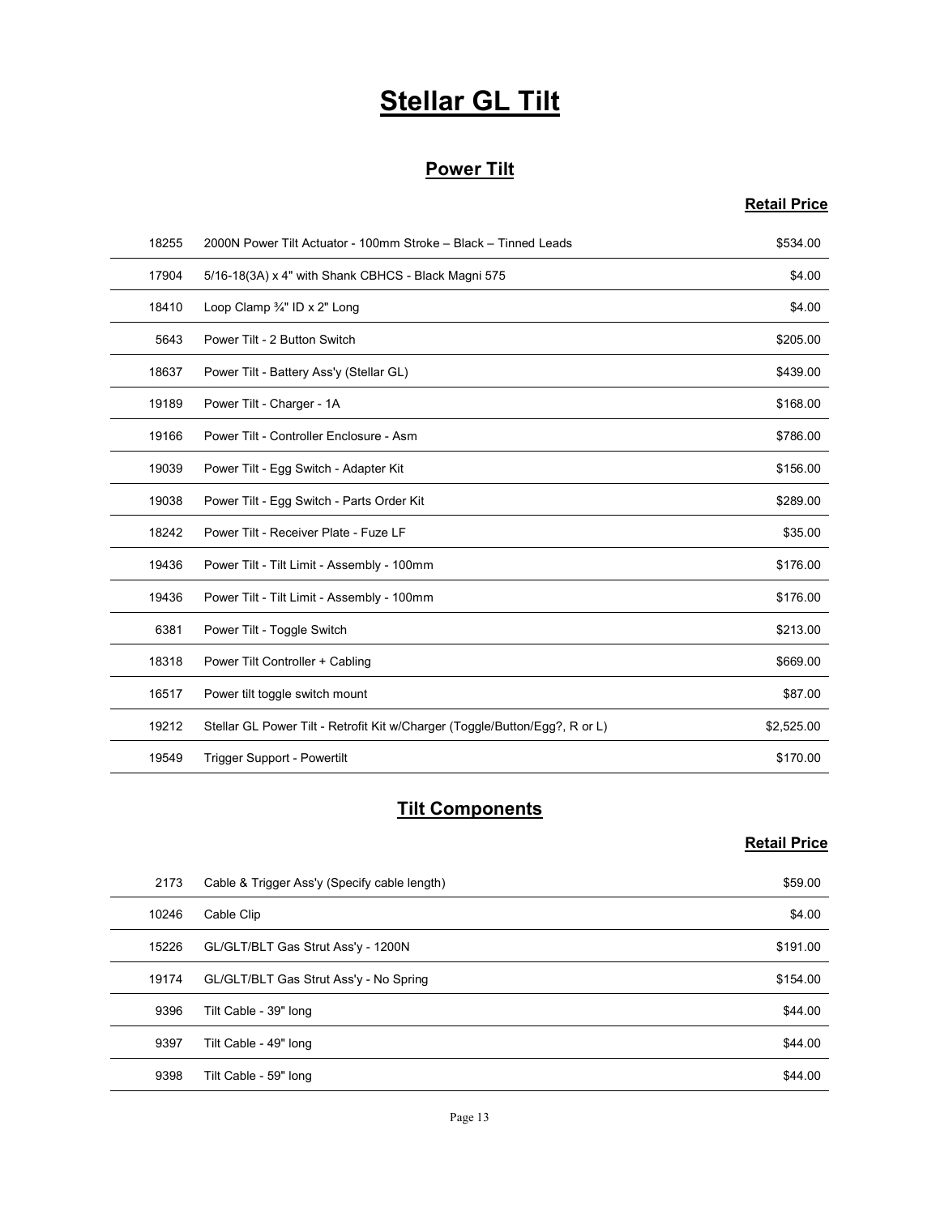# Stellar GL Tilt

## Power Tilt

| | | Retail Price |
|---|---|---|
| 18255 | 2000N Power Tilt Actuator - 100mm Stroke – Black – Tinned Leads | $534.00 |
| 17904 | 5/16-18(3A) x 4" with Shank CBHCS - Black Magni 575 | $4.00 |
| 18410 | Loop Clamp ¾" ID x 2" Long | $4.00 |
| 5643 | Power Tilt - 2 Button Switch | $205.00 |
| 18637 | Power Tilt - Battery Ass'y (Stellar GL) | $439.00 |
| 19189 | Power Tilt - Charger - 1A | $168.00 |
| 19166 | Power Tilt - Controller Enclosure - Asm | $786.00 |
| 19039 | Power Tilt - Egg Switch - Adapter Kit | $156.00 |
| 19038 | Power Tilt - Egg Switch - Parts Order Kit | $289.00 |
| 18242 | Power Tilt - Receiver Plate - Fuze LF | $35.00 |
| 19436 | Power Tilt - Tilt Limit - Assembly - 100mm | $176.00 |
| 19436 | Power Tilt - Tilt Limit - Assembly - 100mm | $176.00 |
| 6381 | Power Tilt - Toggle Switch | $213.00 |
| 18318 | Power Tilt Controller + Cabling | $669.00 |
| 16517 | Power tilt toggle switch mount | $87.00 |
| 19212 | Stellar GL Power Tilt - Retrofit Kit w/Charger (Toggle/Button/Egg?, R or L) | $2,525.00 |
| 19549 | Trigger Support - Powertilt | $170.00 |

## Tilt Components

| | | Retail Price |
|---|---|---|
| 2173 | Cable & Trigger Ass'y (Specify cable length) | $59.00 |
| 10246 | Cable Clip | $4.00 |
| 15226 | GL/GLT/BLT Gas Strut Ass'y - 1200N | $191.00 |
| 19174 | GL/GLT/BLT Gas Strut Ass'y - No Spring | $154.00 |
| 9396 | Tilt Cable - 39" long | $44.00 |
| 9397 | Tilt Cable - 49" long | $44.00 |
| 9398 | Tilt Cable - 59" long | $44.00 |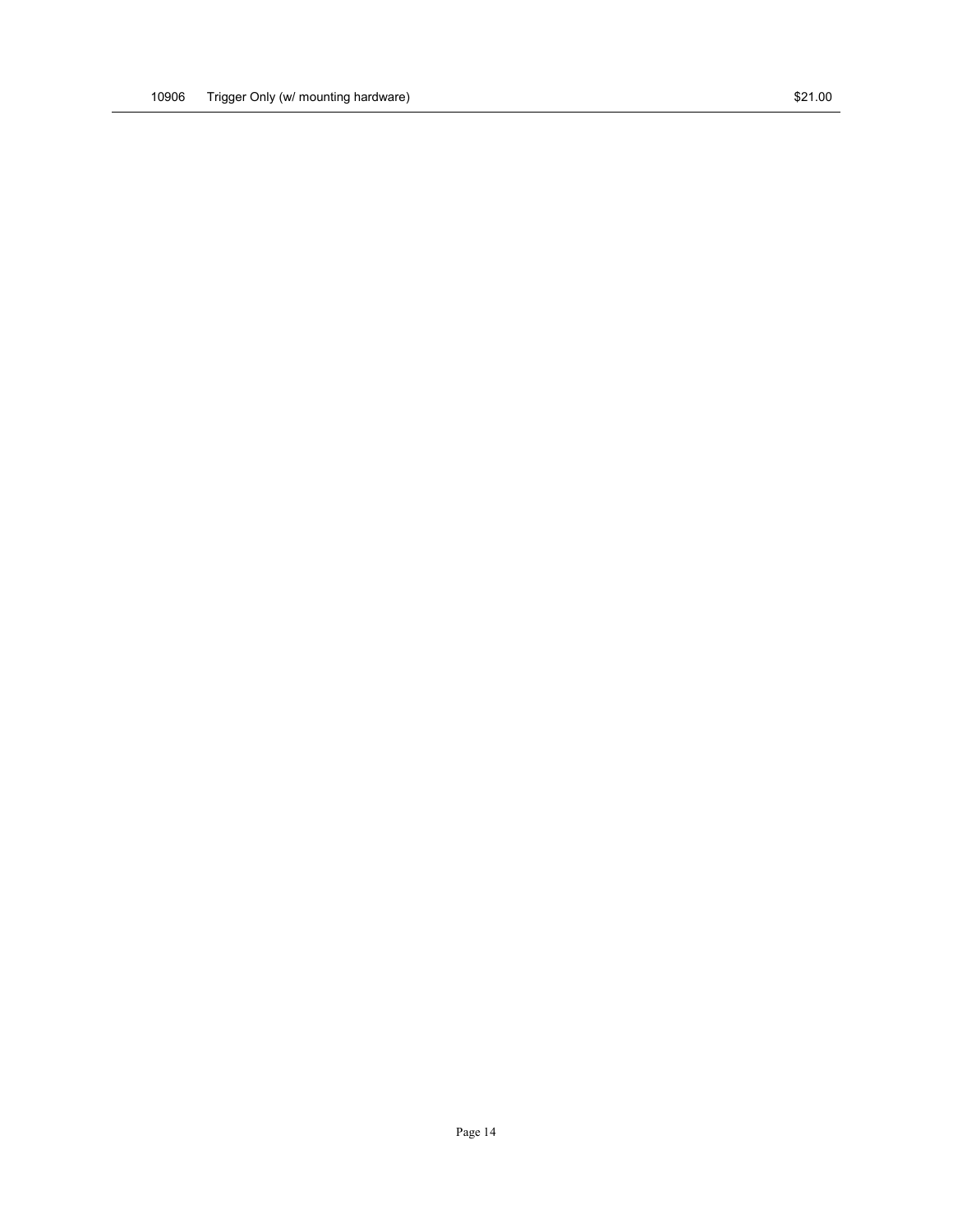| | | |
|---|---|---|
| 10906 | Trigger Only (w/ mounting hardware) | $21.00 |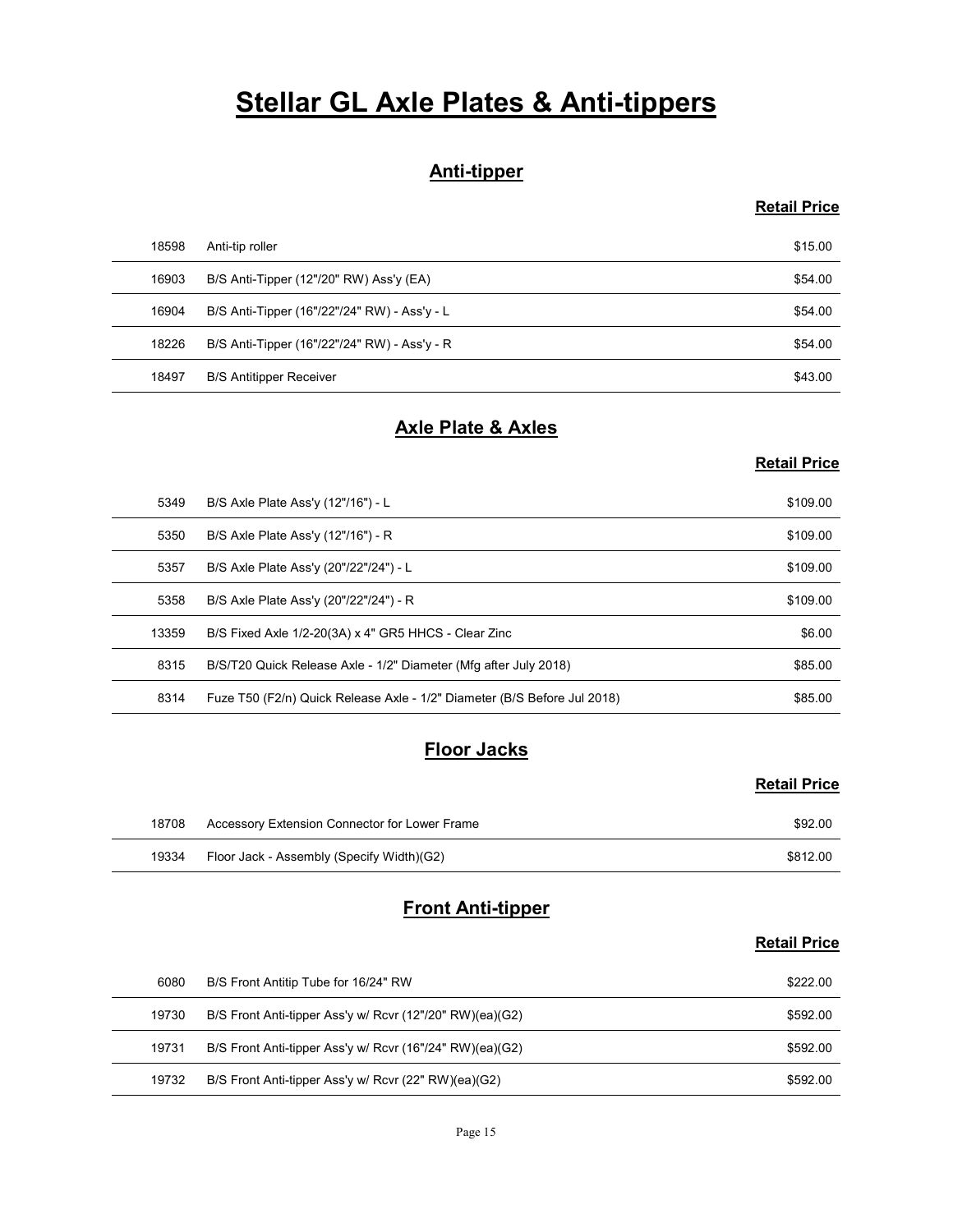# Stellar GL Axle Plates & Anti-tippers

## Anti-tipper

| | | Retail Price |
|---|---|---|
| 18598 | Anti-tip roller | $15.00 |
| 16903 | B/S Anti-Tipper (12"/20" RW) Ass'y (EA) | $54.00 |
| 16904 | B/S Anti-Tipper (16"/22"/24" RW) - Ass'y - L | $54.00 |
| 18226 | B/S Anti-Tipper (16"/22"/24" RW) - Ass'y - R | $54.00 |
| 18497 | B/S Antitipper Receiver | $43.00 |

## Axle Plate & Axles

| | | Retail Price |
|---|---|---|
| 5349 | B/S Axle Plate Ass'y (12"/16") - L | $109.00 |
| 5350 | B/S Axle Plate Ass'y (12"/16") - R | $109.00 |
| 5357 | B/S Axle Plate Ass'y (20"/22"/24") - L | $109.00 |
| 5358 | B/S Axle Plate Ass'y (20"/22"/24") - R | $109.00 |
| 13359 | B/S Fixed Axle 1/2-20(3A) x 4" GR5 HHCS - Clear Zinc | $6.00 |
| 8315 | B/S/T20 Quick Release Axle - 1/2" Diameter (Mfg after July 2018) | $85.00 |
| 8314 | Fuze T50 (F2/n) Quick Release Axle - 1/2" Diameter (B/S Before Jul 2018) | $85.00 |

## Floor Jacks

| | | Retail Price |
|---|---|---|
| 18708 | Accessory Extension Connector for Lower Frame | $92.00 |
| 19334 | Floor Jack - Assembly (Specify Width)(G2) | $812.00 |

## Front Anti-tipper

| | | Retail Price |
|---|---|---|
| 6080 | B/S Front Antitip Tube for 16/24" RW | $222.00 |
| 19730 | B/S Front Anti-tipper Ass'y w/ Rcvr (12"/20" RW)(ea)(G2) | $592.00 |
| 19731 | B/S Front Anti-tipper Ass'y w/ Rcvr (16"/24" RW)(ea)(G2) | $592.00 |
| 19732 | B/S Front Anti-tipper Ass'y w/ Rcvr (22" RW)(ea)(G2) | $592.00 |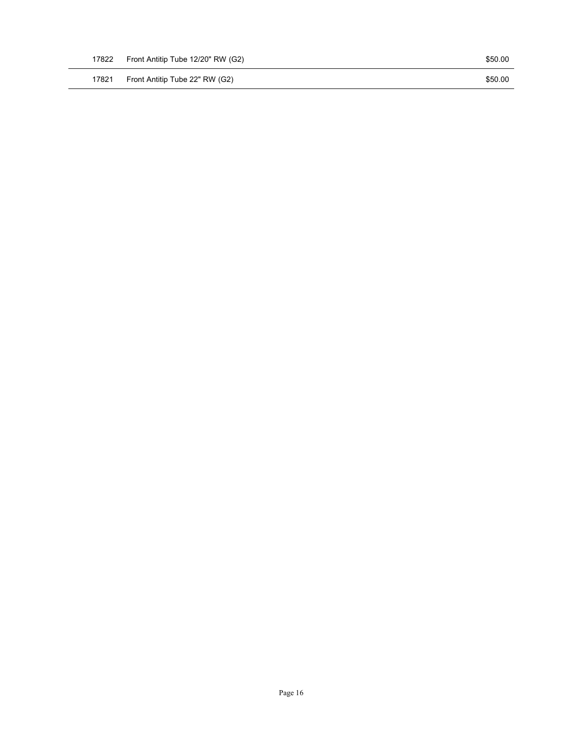| | | |
|---|---|---|
| 17822 | Front Antitip Tube 12/20" RW (G2) | $50.00 |
| 17821 | Front Antitip Tube 22" RW (G2) | $50.00 |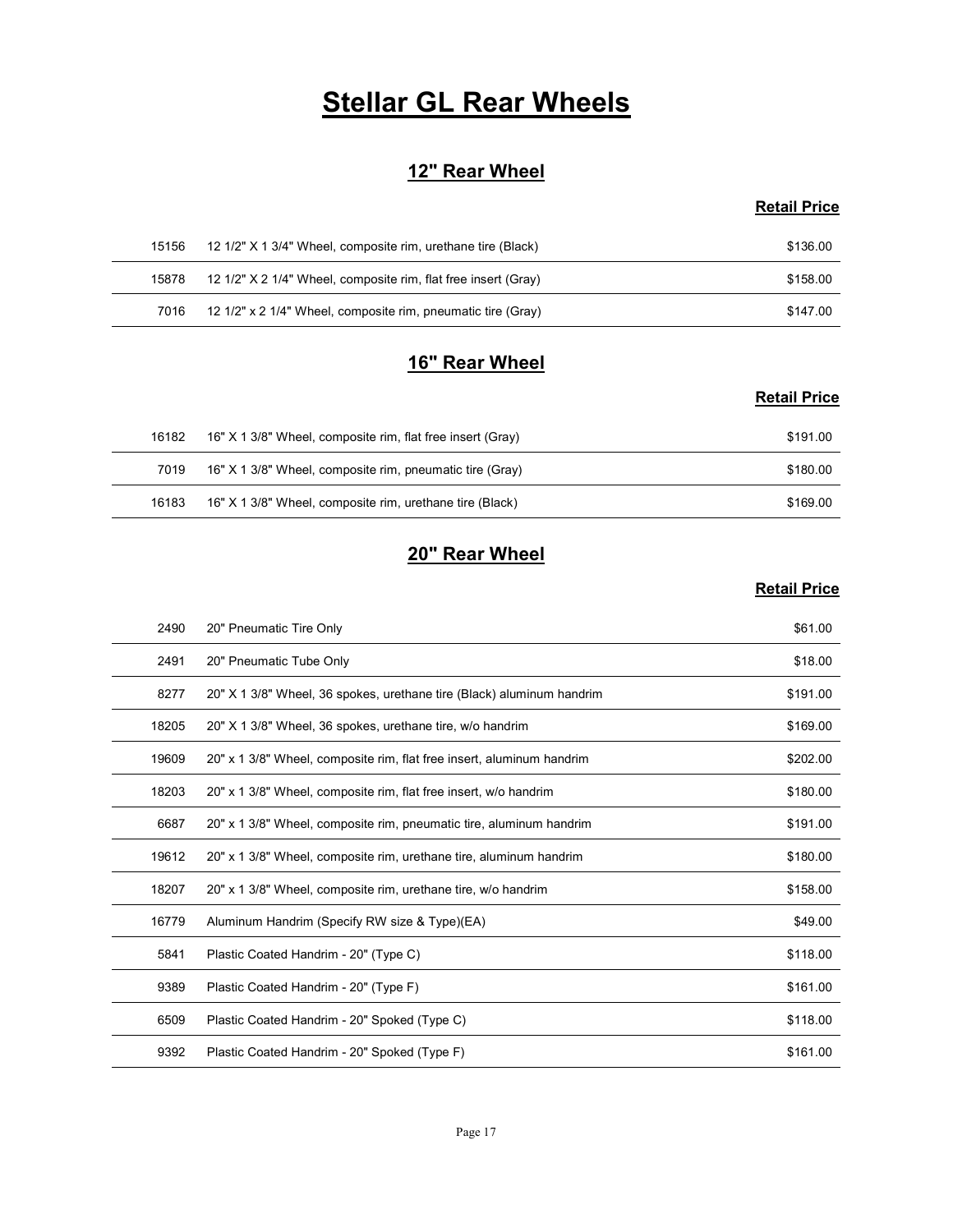# Stellar GL Rear Wheels

## 12" Rear Wheel

| | | Retail Price |
|---|---|---|
| 15156 | 12 1/2" X 1 3/4" Wheel, composite rim, urethane tire (Black) | $136.00 |
| 15878 | 12 1/2" X 2 1/4" Wheel, composite rim, flat free insert (Gray) | $158.00 |
| 7016 | 12 1/2" x 2 1/4" Wheel, composite rim, pneumatic tire (Gray) | $147.00 |

## 16" Rear Wheel

| | | Retail Price |
|---|---|---|
| 16182 | 16" X 1 3/8" Wheel, composite rim, flat free insert (Gray) | $191.00 |
| 7019 | 16" X 1 3/8" Wheel, composite rim, pneumatic tire (Gray) | $180.00 |
| 16183 | 16" X 1 3/8" Wheel, composite rim, urethane tire (Black) | $169.00 |

## 20" Rear Wheel

| | | Retail Price |
|---|---|---|
| 2490 | 20" Pneumatic Tire Only | $61.00 |
| 2491 | 20" Pneumatic Tube Only | $18.00 |
| 8277 | 20" X 1 3/8" Wheel, 36 spokes, urethane tire (Black) aluminum handrim | $191.00 |
| 18205 | 20" X 1 3/8" Wheel, 36 spokes, urethane tire, w/o handrim | $169.00 |
| 19609 | 20" x 1 3/8" Wheel, composite rim, flat free insert, aluminum handrim | $202.00 |
| 18203 | 20" x 1 3/8" Wheel, composite rim, flat free insert, w/o handrim | $180.00 |
| 6687 | 20" x 1 3/8" Wheel, composite rim, pneumatic tire, aluminum handrim | $191.00 |
| 19612 | 20" x 1 3/8" Wheel, composite rim, urethane tire, aluminum handrim | $180.00 |
| 18207 | 20" x 1 3/8" Wheel, composite rim, urethane tire, w/o handrim | $158.00 |
| 16779 | Aluminum Handrim (Specify RW size & Type)(EA) | $49.00 |
| 5841 | Plastic Coated Handrim - 20" (Type C) | $118.00 |
| 9389 | Plastic Coated Handrim - 20" (Type F) | $161.00 |
| 6509 | Plastic Coated Handrim - 20" Spoked (Type C) | $118.00 |
| 9392 | Plastic Coated Handrim - 20" Spoked (Type F) | $161.00 |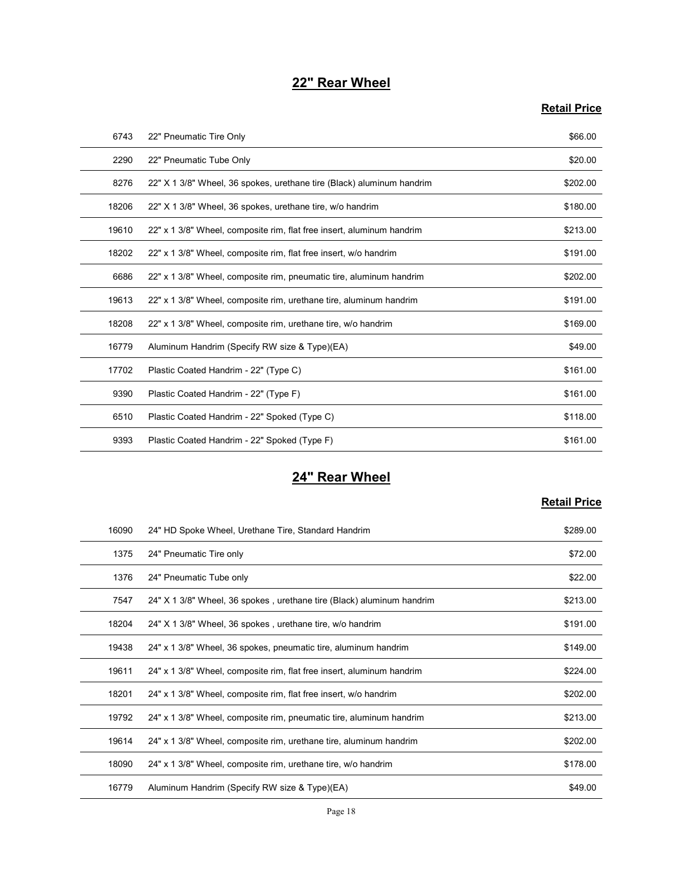## 22" Rear Wheel

| | | Retail Price |
|---|---|---|
| 6743 | 22" Pneumatic Tire Only | $66.00 |
| 2290 | 22" Pneumatic Tube Only | $20.00 |
| 8276 | 22" X 1 3/8" Wheel, 36 spokes, urethane tire (Black) aluminum handrim | $202.00 |
| 18206 | 22" X 1 3/8" Wheel, 36 spokes, urethane tire, w/o handrim | $180.00 |
| 19610 | 22" x 1 3/8" Wheel, composite rim, flat free insert, aluminum handrim | $213.00 |
| 18202 | 22" x 1 3/8" Wheel, composite rim, flat free insert, w/o handrim | $191.00 |
| 6686 | 22" x 1 3/8" Wheel, composite rim, pneumatic tire, aluminum handrim | $202.00 |
| 19613 | 22" x 1 3/8" Wheel, composite rim, urethane tire, aluminum handrim | $191.00 |
| 18208 | 22" x 1 3/8" Wheel, composite rim, urethane tire, w/o handrim | $169.00 |
| 16779 | Aluminum Handrim (Specify RW size & Type)(EA) | $49.00 |
| 17702 | Plastic Coated Handrim - 22" (Type C) | $161.00 |
| 9390 | Plastic Coated Handrim - 22" (Type F) | $161.00 |
| 6510 | Plastic Coated Handrim - 22" Spoked (Type C) | $118.00 |
| 9393 | Plastic Coated Handrim - 22" Spoked (Type F) | $161.00 |

## 24" Rear Wheel

| | | Retail Price |
|---|---|---|
| 16090 | 24" HD Spoke Wheel, Urethane Tire, Standard Handrim | $289.00 |
| 1375 | 24" Pneumatic Tire only | $72.00 |
| 1376 | 24" Pneumatic Tube only | $22.00 |
| 7547 | 24" X 1 3/8" Wheel, 36 spokes , urethane tire (Black) aluminum handrim | $213.00 |
| 18204 | 24" X 1 3/8" Wheel, 36 spokes , urethane tire, w/o handrim | $191.00 |
| 19438 | 24" x 1 3/8" Wheel, 36 spokes, pneumatic tire, aluminum handrim | $149.00 |
| 19611 | 24" x 1 3/8" Wheel, composite rim, flat free insert, aluminum handrim | $224.00 |
| 18201 | 24" x 1 3/8" Wheel, composite rim, flat free insert, w/o handrim | $202.00 |
| 19792 | 24" x 1 3/8" Wheel, composite rim, pneumatic tire, aluminum handrim | $213.00 |
| 19614 | 24" x 1 3/8" Wheel, composite rim, urethane tire, aluminum handrim | $202.00 |
| 18090 | 24" x 1 3/8" Wheel, composite rim, urethane tire, w/o handrim | $178.00 |
| 16779 | Aluminum Handrim (Specify RW size & Type)(EA) | $49.00 |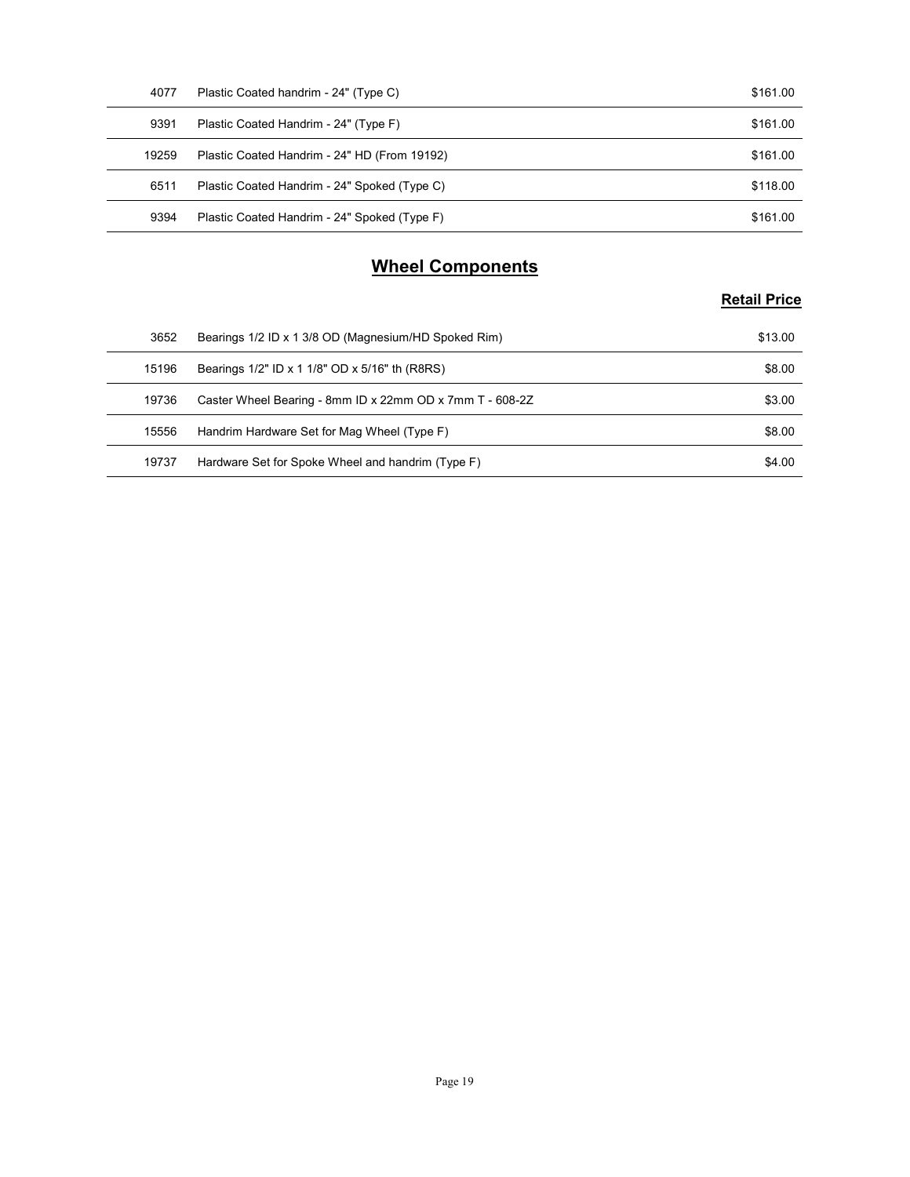| | | |
|---|---|---|
| 4077 | Plastic Coated handrim - 24" (Type C) | $161.00 |
| 9391 | Plastic Coated Handrim - 24" (Type F) | $161.00 |
| 19259 | Plastic Coated Handrim - 24" HD (From 19192) | $161.00 |
| 6511 | Plastic Coated Handrim - 24" Spoked (Type C) | $118.00 |
| 9394 | Plastic Coated Handrim - 24" Spoked (Type F) | $161.00 |

## Wheel Components

| | | Retail Price |
|---|---|---|
| 3652 | Bearings 1/2 ID x 1 3/8 OD (Magnesium/HD Spoked Rim) | $13.00 |
| 15196 | Bearings 1/2" ID x 1 1/8" OD x 5/16" th (R8RS) | $8.00 |
| 19736 | Caster Wheel Bearing - 8mm ID x 22mm OD x 7mm T - 608-2Z | $3.00 |
| 15556 | Handrim Hardware Set for Mag Wheel (Type F) | $8.00 |
| 19737 | Hardware Set for Spoke Wheel and handrim (Type F) | $4.00 |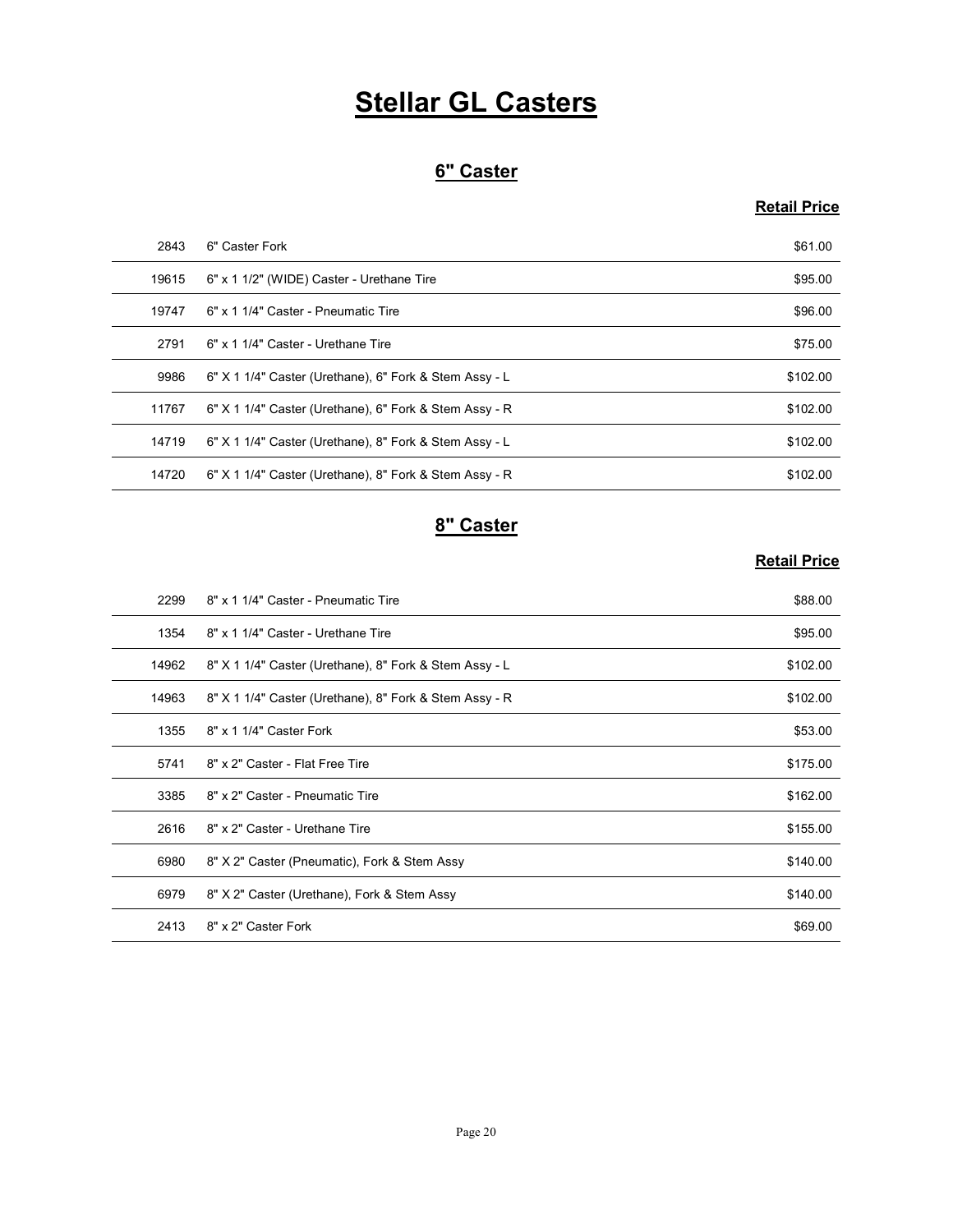# Stellar GL Casters

## 6" Caster

| | | Retail Price |
|---|---|---|
| 2843 | 6" Caster Fork | $61.00 |
| 19615 | 6" x 1 1/2" (WIDE) Caster - Urethane Tire | $95.00 |
| 19747 | 6" x 1 1/4" Caster - Pneumatic Tire | $96.00 |
| 2791 | 6" x 1 1/4" Caster - Urethane Tire | $75.00 |
| 9986 | 6" X 1 1/4" Caster (Urethane), 6" Fork & Stem Assy - L | $102.00 |
| 11767 | 6" X 1 1/4" Caster (Urethane), 6" Fork & Stem Assy - R | $102.00 |
| 14719 | 6" X 1 1/4" Caster (Urethane), 8" Fork & Stem Assy - L | $102.00 |
| 14720 | 6" X 1 1/4" Caster (Urethane), 8" Fork & Stem Assy - R | $102.00 |

## 8" Caster

| | | Retail Price |
|---|---|---|
| 2299 | 8" x 1 1/4" Caster - Pneumatic Tire | $88.00 |
| 1354 | 8" x 1 1/4" Caster - Urethane Tire | $95.00 |
| 14962 | 8" X 1 1/4" Caster (Urethane), 8" Fork & Stem Assy - L | $102.00 |
| 14963 | 8" X 1 1/4" Caster (Urethane), 8" Fork & Stem Assy - R | $102.00 |
| 1355 | 8" x 1 1/4" Caster Fork | $53.00 |
| 5741 | 8" x 2" Caster - Flat Free Tire | $175.00 |
| 3385 | 8" x 2" Caster - Pneumatic Tire | $162.00 |
| 2616 | 8" x 2" Caster - Urethane Tire | $155.00 |
| 6980 | 8" X 2" Caster (Pneumatic), Fork & Stem Assy | $140.00 |
| 6979 | 8" X 2" Caster (Urethane), Fork & Stem Assy | $140.00 |
| 2413 | 8" x 2" Caster Fork | $69.00 |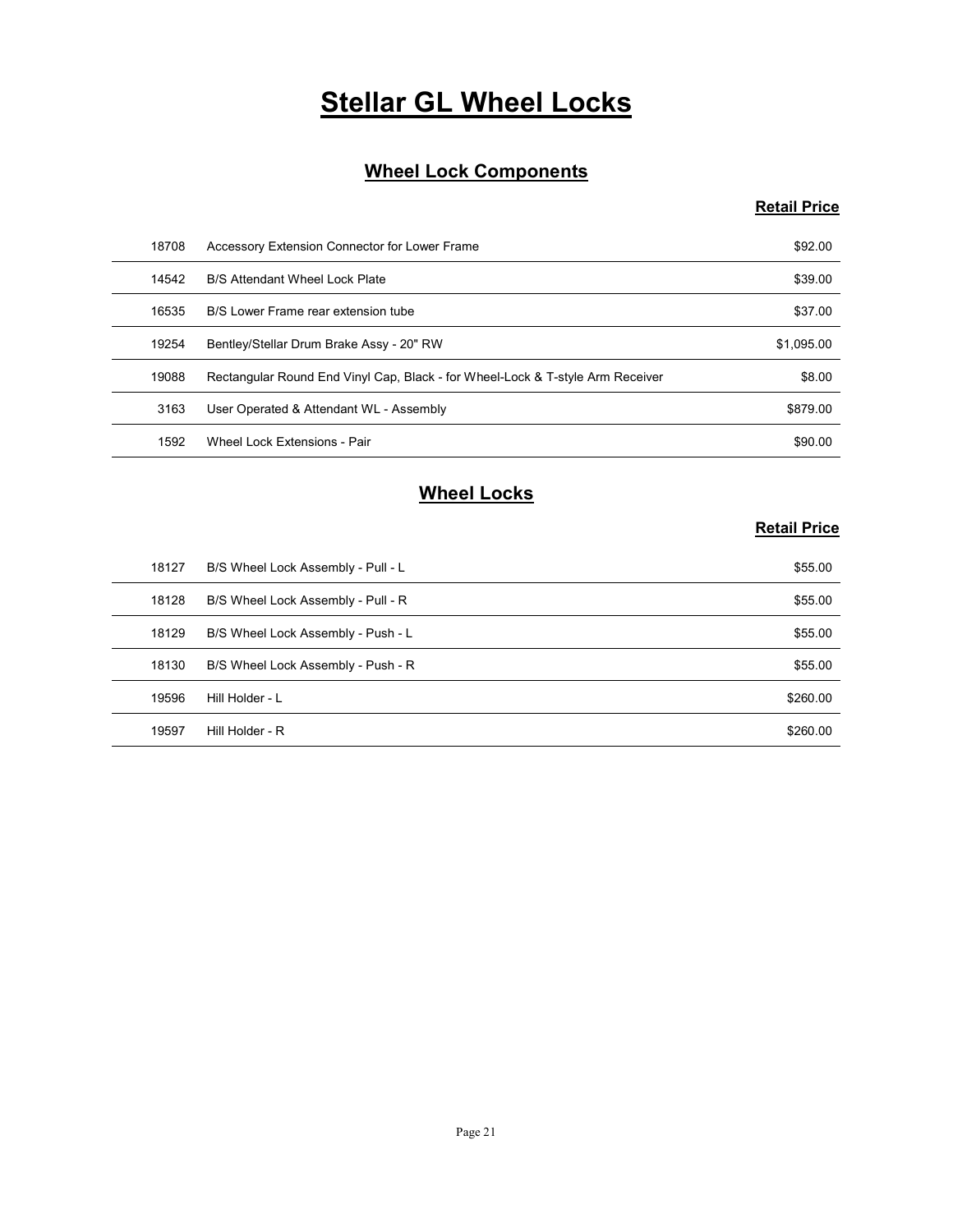# Stellar GL Wheel Locks

## Wheel Lock Components

| | | Retail Price |
|---|---|---|
| 18708 | Accessory Extension Connector for Lower Frame | $92.00 |
| 14542 | B/S Attendant Wheel Lock Plate | $39.00 |
| 16535 | B/S Lower Frame rear extension tube | $37.00 |
| 19254 | Bentley/Stellar Drum Brake Assy - 20" RW | $1,095.00 |
| 19088 | Rectangular Round End Vinyl Cap, Black - for Wheel-Lock & T-style Arm Receiver | $8.00 |
| 3163 | User Operated & Attendant WL - Assembly | $879.00 |
| 1592 | Wheel Lock Extensions - Pair | $90.00 |

## Wheel Locks

| | | Retail Price |
|---|---|---|
| 18127 | B/S Wheel Lock Assembly - Pull - L | $55.00 |
| 18128 | B/S Wheel Lock Assembly - Pull - R | $55.00 |
| 18129 | B/S Wheel Lock Assembly - Push - L | $55.00 |
| 18130 | B/S Wheel Lock Assembly - Push - R | $55.00 |
| 19596 | Hill Holder - L | $260.00 |
| 19597 | Hill Holder - R | $260.00 |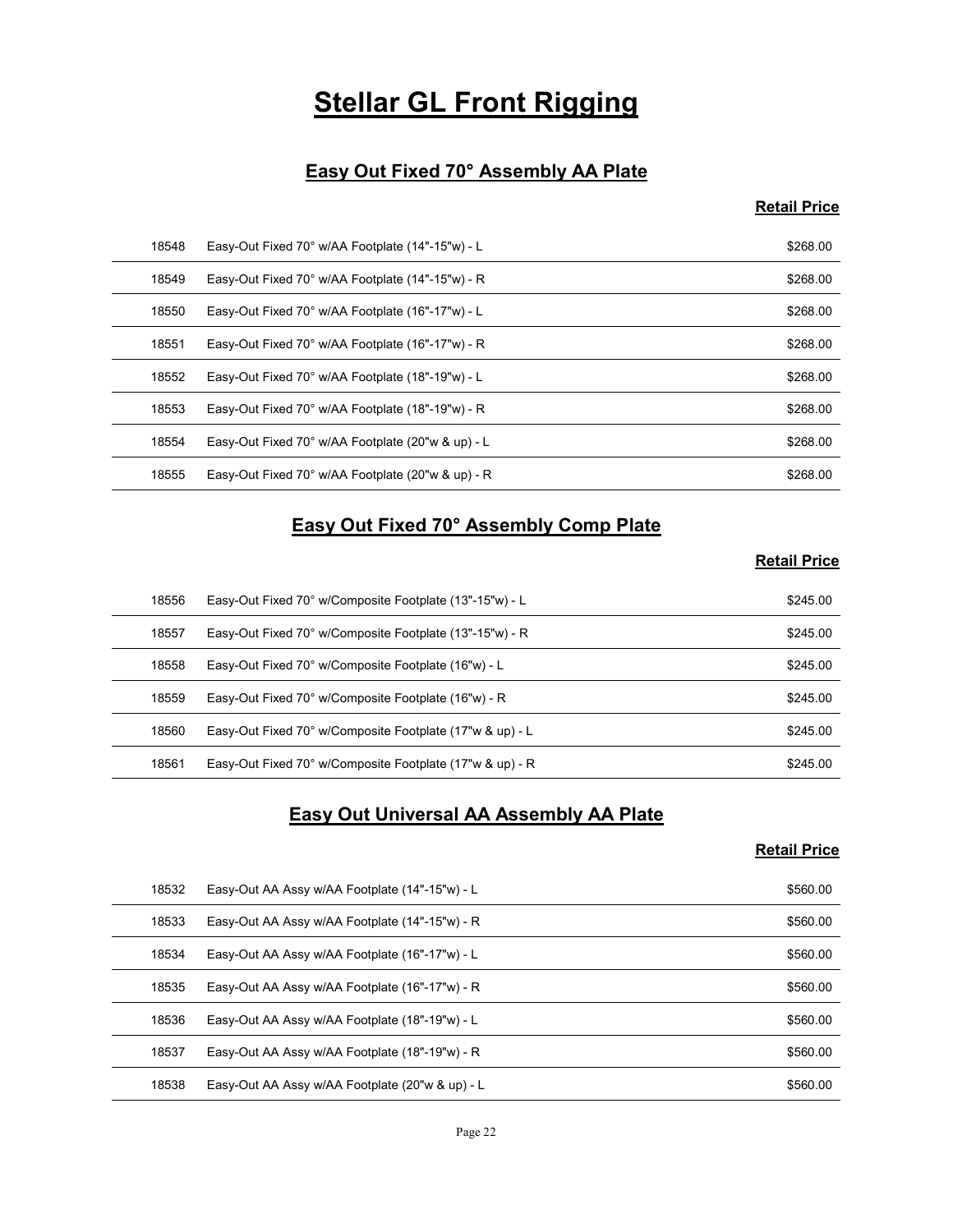# Stellar GL Front Rigging

## Easy Out Fixed 70° Assembly AA Plate

| | | Retail Price |
|---|---|---|
| 18548 | Easy-Out Fixed 70° w/AA Footplate (14"-15"w) - L | $268.00 |
| 18549 | Easy-Out Fixed 70° w/AA Footplate (14"-15"w) - R | $268.00 |
| 18550 | Easy-Out Fixed 70° w/AA Footplate (16"-17"w) - L | $268.00 |
| 18551 | Easy-Out Fixed 70° w/AA Footplate (16"-17"w) - R | $268.00 |
| 18552 | Easy-Out Fixed 70° w/AA Footplate (18"-19"w) - L | $268.00 |
| 18553 | Easy-Out Fixed 70° w/AA Footplate (18"-19"w) - R | $268.00 |
| 18554 | Easy-Out Fixed 70° w/AA Footplate (20"w & up) - L | $268.00 |
| 18555 | Easy-Out Fixed 70° w/AA Footplate (20"w & up) - R | $268.00 |

## Easy Out Fixed 70° Assembly Comp Plate

| | | Retail Price |
|---|---|---|
| 18556 | Easy-Out Fixed 70° w/Composite Footplate (13"-15"w) - L | $245.00 |
| 18557 | Easy-Out Fixed 70° w/Composite Footplate (13"-15"w) - R | $245.00 |
| 18558 | Easy-Out Fixed 70° w/Composite Footplate (16"w) - L | $245.00 |
| 18559 | Easy-Out Fixed 70° w/Composite Footplate (16"w) - R | $245.00 |
| 18560 | Easy-Out Fixed 70° w/Composite Footplate (17"w & up) - L | $245.00 |
| 18561 | Easy-Out Fixed 70° w/Composite Footplate (17"w & up) - R | $245.00 |

## Easy Out Universal AA Assembly AA Plate

| | | Retail Price |
|---|---|---|
| 18532 | Easy-Out AA Assy w/AA Footplate (14"-15"w) - L | $560.00 |
| 18533 | Easy-Out AA Assy w/AA Footplate (14"-15"w) - R | $560.00 |
| 18534 | Easy-Out AA Assy w/AA Footplate (16"-17"w) - L | $560.00 |
| 18535 | Easy-Out AA Assy w/AA Footplate (16"-17"w) - R | $560.00 |
| 18536 | Easy-Out AA Assy w/AA Footplate (18"-19"w) - L | $560.00 |
| 18537 | Easy-Out AA Assy w/AA Footplate (18"-19"w) - R | $560.00 |
| 18538 | Easy-Out AA Assy w/AA Footplate (20"w & up) - L | $560.00 |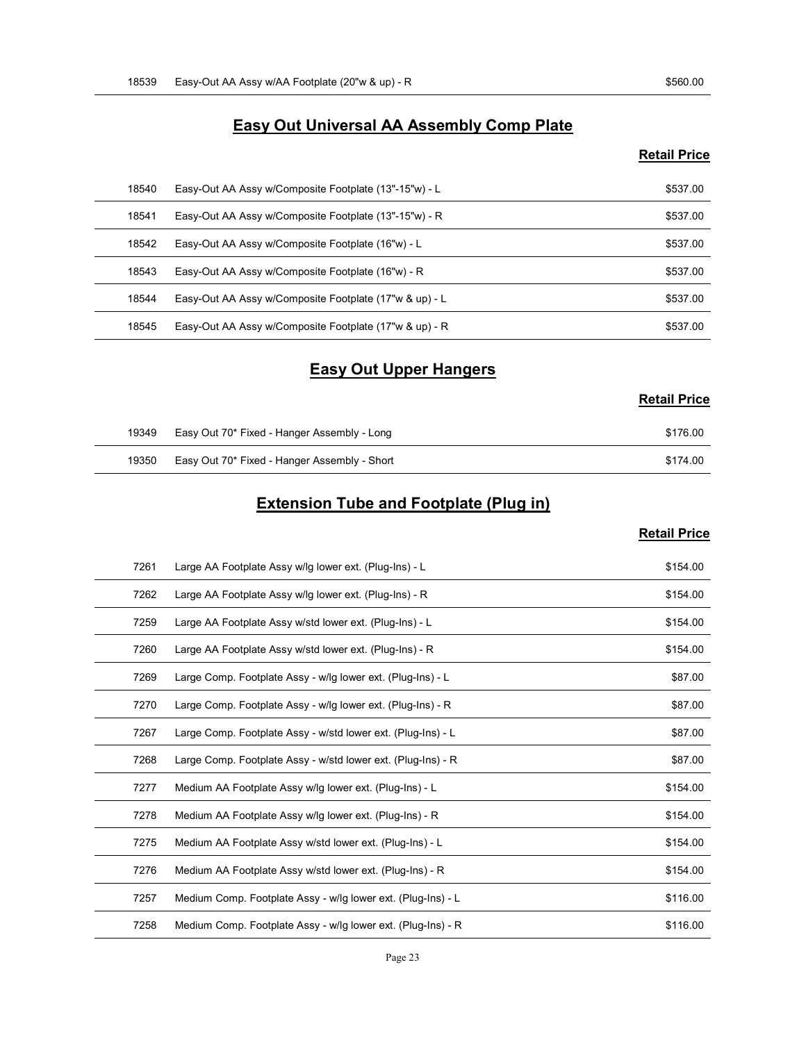| | | |
|---|---|---|
| 18539 | Easy-Out AA Assy w/AA Footplate (20"w & up) - R | $560.00 |

## Easy Out Universal AA Assembly Comp Plate

| | | Retail Price |
|---|---|---|
| 18540 | Easy-Out AA Assy w/Composite Footplate (13"-15"w) - L | $537.00 |
| 18541 | Easy-Out AA Assy w/Composite Footplate (13"-15"w) - R | $537.00 |
| 18542 | Easy-Out AA Assy w/Composite Footplate (16"w) - L | $537.00 |
| 18543 | Easy-Out AA Assy w/Composite Footplate (16"w) - R | $537.00 |
| 18544 | Easy-Out AA Assy w/Composite Footplate (17"w & up) - L | $537.00 |
| 18545 | Easy-Out AA Assy w/Composite Footplate (17"w & up) - R | $537.00 |

## Easy Out Upper Hangers

| | | Retail Price |
|---|---|---|
| 19349 | Easy Out 70* Fixed - Hanger Assembly - Long | $176.00 |
| 19350 | Easy Out 70* Fixed - Hanger Assembly - Short | $174.00 |

## Extension Tube and Footplate (Plug in)

| | | Retail Price |
|---|---|---|
| 7261 | Large AA Footplate Assy w/lg lower ext. (Plug-Ins) - L | $154.00 |
| 7262 | Large AA Footplate Assy w/lg lower ext. (Plug-Ins) - R | $154.00 |
| 7259 | Large AA Footplate Assy w/std lower ext. (Plug-Ins) - L | $154.00 |
| 7260 | Large AA Footplate Assy w/std lower ext. (Plug-Ins) - R | $154.00 |
| 7269 | Large Comp. Footplate Assy - w/lg lower ext. (Plug-Ins) - L | $87.00 |
| 7270 | Large Comp. Footplate Assy - w/lg lower ext. (Plug-Ins) - R | $87.00 |
| 7267 | Large Comp. Footplate Assy - w/std lower ext. (Plug-Ins) - L | $87.00 |
| 7268 | Large Comp. Footplate Assy - w/std lower ext. (Plug-Ins) - R | $87.00 |
| 7277 | Medium AA Footplate Assy w/lg lower ext. (Plug-Ins) - L | $154.00 |
| 7278 | Medium AA Footplate Assy w/lg lower ext. (Plug-Ins) - R | $154.00 |
| 7275 | Medium AA Footplate Assy w/std lower ext. (Plug-Ins) - L | $154.00 |
| 7276 | Medium AA Footplate Assy w/std lower ext. (Plug-Ins) - R | $154.00 |
| 7257 | Medium Comp. Footplate Assy - w/lg lower ext. (Plug-Ins) - L | $116.00 |
| 7258 | Medium Comp. Footplate Assy - w/lg lower ext. (Plug-Ins) - R | $116.00 |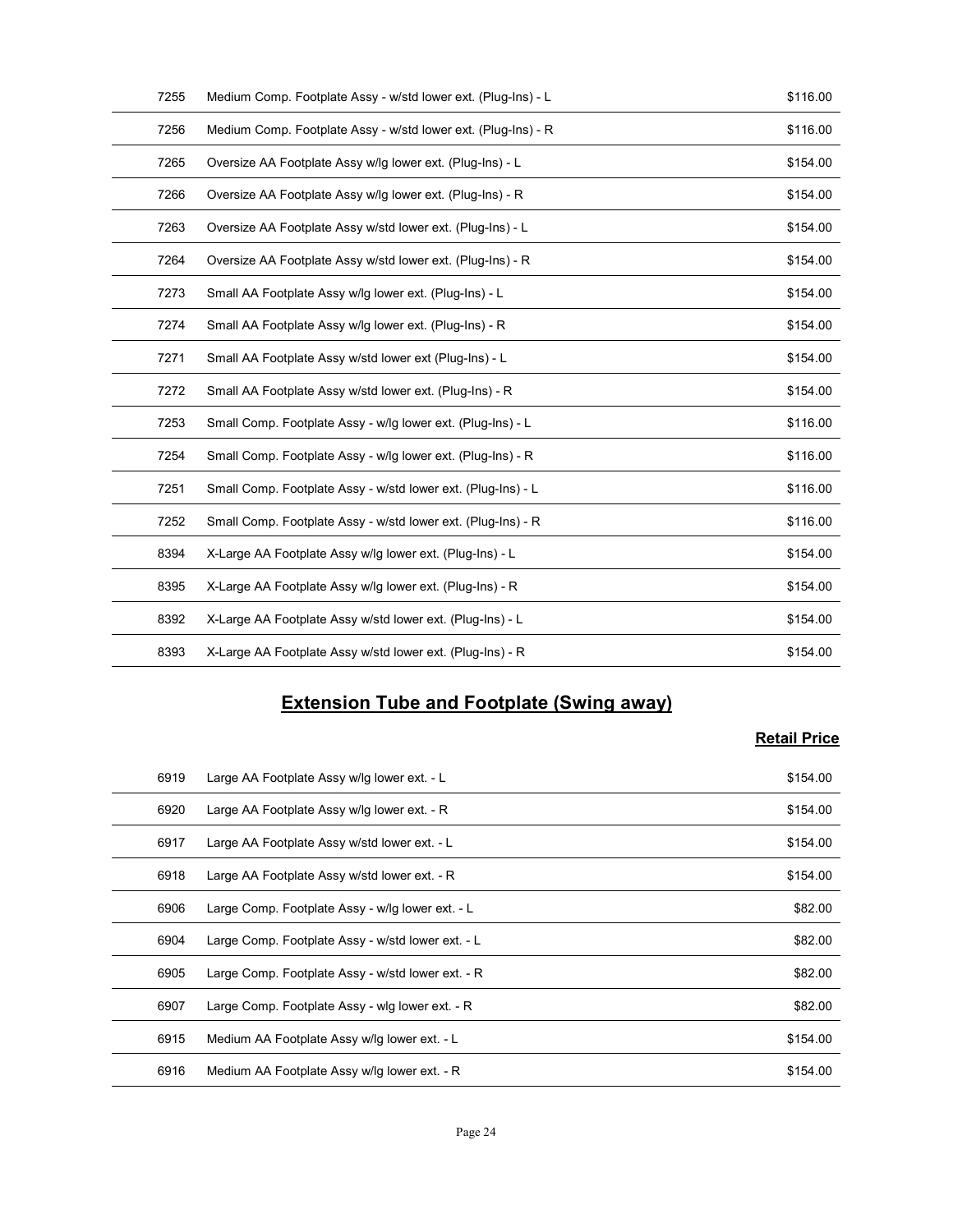| | | |
|---|---|---|
| 7255 | Medium Comp. Footplate Assy - w/std lower ext. (Plug-Ins) - L | $116.00 |
| 7256 | Medium Comp. Footplate Assy - w/std lower ext. (Plug-Ins) - R | $116.00 |
| 7265 | Oversize AA Footplate Assy w/lg lower ext. (Plug-Ins) - L | $154.00 |
| 7266 | Oversize AA Footplate Assy w/lg lower ext. (Plug-Ins) - R | $154.00 |
| 7263 | Oversize AA Footplate Assy w/std lower ext. (Plug-Ins) - L | $154.00 |
| 7264 | Oversize AA Footplate Assy w/std lower ext. (Plug-Ins) - R | $154.00 |
| 7273 | Small AA Footplate Assy w/lg lower ext. (Plug-Ins) - L | $154.00 |
| 7274 | Small AA Footplate Assy w/lg lower ext. (Plug-Ins) - R | $154.00 |
| 7271 | Small AA Footplate Assy w/std lower ext (Plug-Ins) - L | $154.00 |
| 7272 | Small AA Footplate Assy w/std lower ext. (Plug-Ins) - R | $154.00 |
| 7253 | Small Comp. Footplate Assy - w/lg lower ext. (Plug-Ins) - L | $116.00 |
| 7254 | Small Comp. Footplate Assy - w/lg lower ext. (Plug-Ins) - R | $116.00 |
| 7251 | Small Comp. Footplate Assy - w/std lower ext. (Plug-Ins) - L | $116.00 |
| 7252 | Small Comp. Footplate Assy - w/std lower ext. (Plug-Ins) - R | $116.00 |
| 8394 | X-Large AA Footplate Assy w/lg lower ext. (Plug-Ins) - L | $154.00 |
| 8395 | X-Large AA Footplate Assy w/lg lower ext. (Plug-Ins) - R | $154.00 |
| 8392 | X-Large AA Footplate Assy w/std lower ext. (Plug-Ins) - L | $154.00 |
| 8393 | X-Large AA Footplate Assy w/std lower ext. (Plug-Ins) - R | $154.00 |

## Extension Tube and Footplate (Swing away)

| | | Retail Price |
|---|---|---|
| 6919 | Large AA Footplate Assy w/lg lower ext. - L | $154.00 |
| 6920 | Large AA Footplate Assy w/lg lower ext. - R | $154.00 |
| 6917 | Large AA Footplate Assy w/std lower ext. - L | $154.00 |
| 6918 | Large AA Footplate Assy w/std lower ext. - R | $154.00 |
| 6906 | Large Comp. Footplate Assy - w/lg lower ext. - L | $82.00 |
| 6904 | Large Comp. Footplate Assy - w/std lower ext. - L | $82.00 |
| 6905 | Large Comp. Footplate Assy - w/std lower ext. - R | $82.00 |
| 6907 | Large Comp. Footplate Assy - wlg lower ext. - R | $82.00 |
| 6915 | Medium AA Footplate Assy w/lg lower ext. - L | $154.00 |
| 6916 | Medium AA Footplate Assy w/lg lower ext. - R | $154.00 |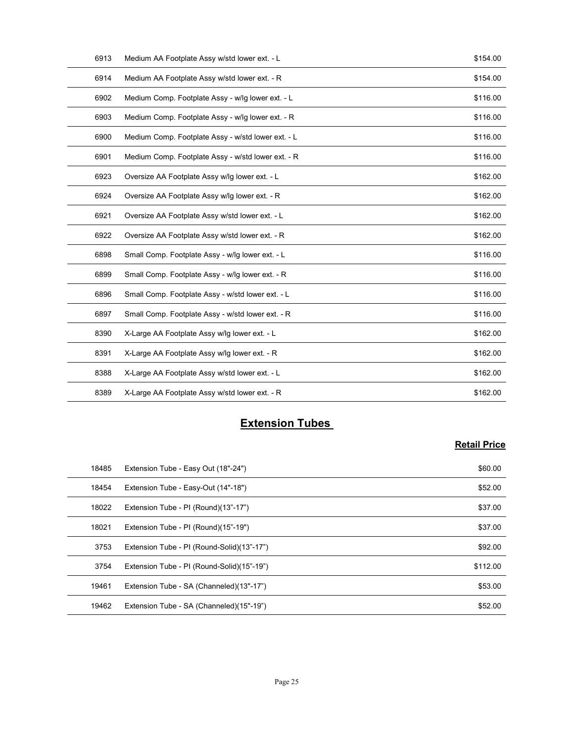| | | |
|---|---|---|
| 6913 | Medium AA Footplate Assy w/std lower ext. - L | $154.00 |
| 6914 | Medium AA Footplate Assy w/std lower ext. - R | $154.00 |
| 6902 | Medium Comp. Footplate Assy - w/lg lower ext. - L | $116.00 |
| 6903 | Medium Comp. Footplate Assy - w/lg lower ext. - R | $116.00 |
| 6900 | Medium Comp. Footplate Assy - w/std lower ext. - L | $116.00 |
| 6901 | Medium Comp. Footplate Assy - w/std lower ext. - R | $116.00 |
| 6923 | Oversize AA Footplate Assy w/lg lower ext. - L | $162.00 |
| 6924 | Oversize AA Footplate Assy w/lg lower ext. - R | $162.00 |
| 6921 | Oversize AA Footplate Assy w/std lower ext. - L | $162.00 |
| 6922 | Oversize AA Footplate Assy w/std lower ext. - R | $162.00 |
| 6898 | Small Comp. Footplate Assy - w/lg lower ext. - L | $116.00 |
| 6899 | Small Comp. Footplate Assy - w/lg lower ext. - R | $116.00 |
| 6896 | Small Comp. Footplate Assy - w/std lower ext. - L | $116.00 |
| 6897 | Small Comp. Footplate Assy - w/std lower ext. - R | $116.00 |
| 8390 | X-Large AA Footplate Assy w/lg lower ext. - L | $162.00 |
| 8391 | X-Large AA Footplate Assy w/lg lower ext. - R | $162.00 |
| 8388 | X-Large AA Footplate Assy w/std lower ext. - L | $162.00 |
| 8389 | X-Large AA Footplate Assy w/std lower ext. - R | $162.00 |

## Extension Tubes

| | | Retail Price |
|---|---|---|
| 18485 | Extension Tube - Easy Out (18"-24") | $60.00 |
| 18454 | Extension Tube - Easy-Out (14"-18") | $52.00 |
| 18022 | Extension Tube - PI (Round)(13"-17") | $37.00 |
| 18021 | Extension Tube - PI (Round)(15"-19") | $37.00 |
| 3753 | Extension Tube - PI (Round-Solid)(13"-17") | $92.00 |
| 3754 | Extension Tube - PI (Round-Solid)(15"-19") | $112.00 |
| 19461 | Extension Tube - SA (Channeled)(13"-17") | $53.00 |
| 19462 | Extension Tube - SA (Channeled)(15"-19") | $52.00 |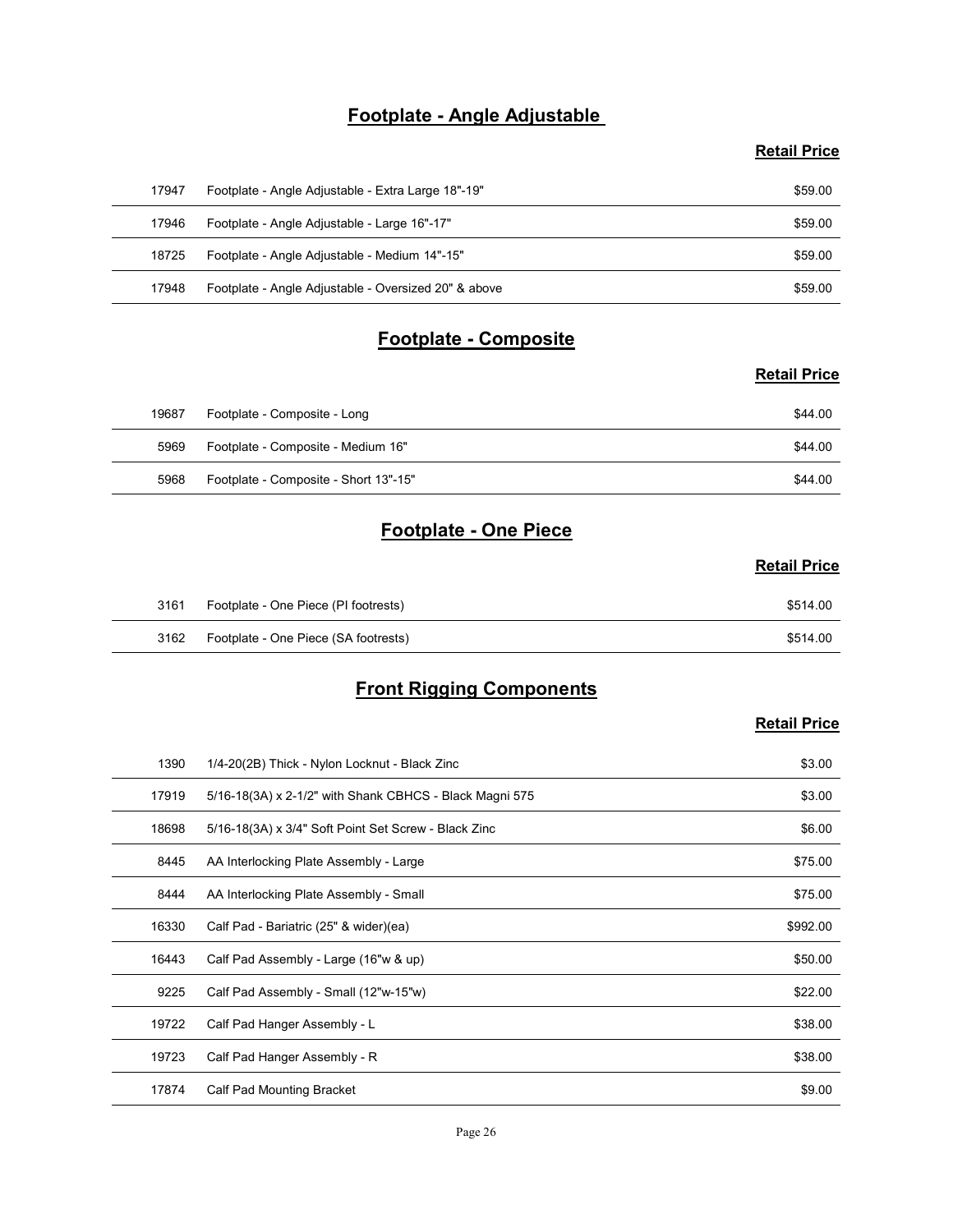## Footplate - Angle Adjustable

| | | Retail Price |
|---|---|---|
| 17947 | Footplate - Angle Adjustable - Extra Large 18"-19" | $59.00 |
| 17946 | Footplate - Angle Adjustable - Large 16"-17" | $59.00 |
| 18725 | Footplate - Angle Adjustable - Medium 14"-15" | $59.00 |
| 17948 | Footplate - Angle Adjustable - Oversized 20" & above | $59.00 |

## Footplate - Composite

| | | Retail Price |
|---|---|---|
| 19687 | Footplate - Composite - Long | $44.00 |
| 5969 | Footplate - Composite - Medium 16" | $44.00 |
| 5968 | Footplate - Composite - Short 13"-15" | $44.00 |

## Footplate - One Piece

| | | Retail Price |
|---|---|---|
| 3161 | Footplate - One Piece (PI footrests) | $514.00 |
| 3162 | Footplate - One Piece (SA footrests) | $514.00 |

## Front Rigging Components

| | | Retail Price |
|---|---|---|
| 1390 | 1/4-20(2B) Thick - Nylon Locknut - Black Zinc | $3.00 |
| 17919 | 5/16-18(3A) x 2-1/2" with Shank CBHCS - Black Magni 575 | $3.00 |
| 18698 | 5/16-18(3A) x 3/4" Soft Point Set Screw - Black Zinc | $6.00 |
| 8445 | AA Interlocking Plate Assembly - Large | $75.00 |
| 8444 | AA Interlocking Plate Assembly - Small | $75.00 |
| 16330 | Calf Pad - Bariatric (25" & wider)(ea) | $992.00 |
| 16443 | Calf Pad Assembly - Large (16"w & up) | $50.00 |
| 9225 | Calf Pad Assembly - Small (12"w-15"w) | $22.00 |
| 19722 | Calf Pad Hanger Assembly - L | $38.00 |
| 19723 | Calf Pad Hanger Assembly - R | $38.00 |
| 17874 | Calf Pad Mounting Bracket | $9.00 |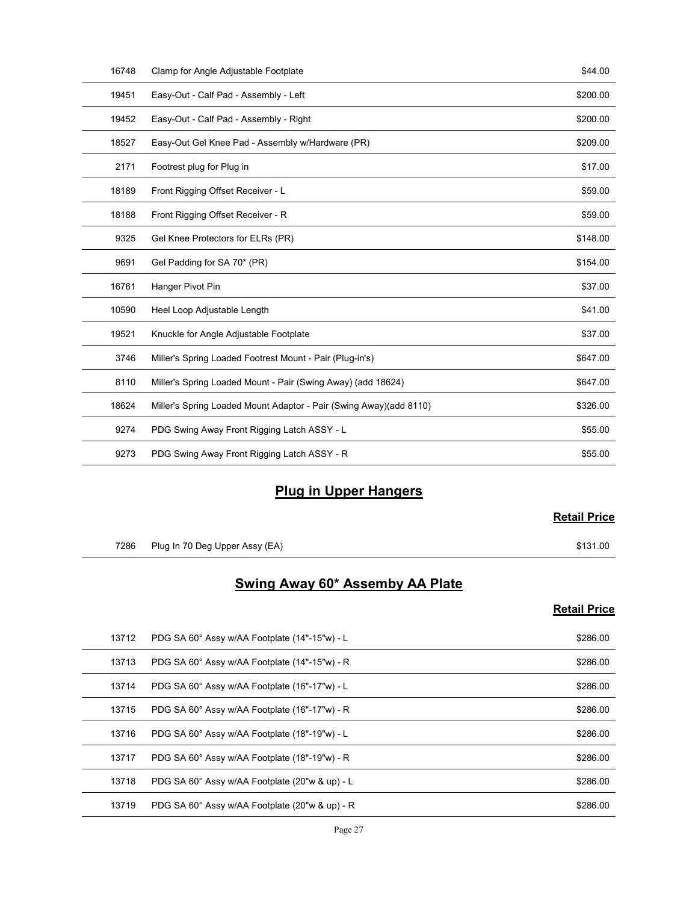| | | |
|---|---|---|
| 16748 | Clamp for Angle Adjustable Footplate | $44.00 |
| 19451 | Easy-Out - Calf Pad - Assembly - Left | $200.00 |
| 19452 | Easy-Out - Calf Pad - Assembly - Right | $200.00 |
| 18527 | Easy-Out Gel Knee Pad - Assembly w/Hardware (PR) | $209.00 |
| 2171 | Footrest plug for Plug in | $17.00 |
| 18189 | Front Rigging Offset Receiver - L | $59.00 |
| 18188 | Front Rigging Offset Receiver - R | $59.00 |
| 9325 | Gel Knee Protectors for ELRs (PR) | $148.00 |
| 9691 | Gel Padding for SA 70* (PR) | $154.00 |
| 16761 | Hanger Pivot Pin | $37.00 |
| 10590 | Heel Loop Adjustable Length | $41.00 |
| 19521 | Knuckle for Angle Adjustable Footplate | $37.00 |
| 3746 | Miller's Spring Loaded Footrest Mount - Pair (Plug-in's) | $647.00 |
| 8110 | Miller's Spring Loaded Mount - Pair (Swing Away) (add 18624) | $647.00 |
| 18624 | Miller's Spring Loaded Mount Adaptor - Pair (Swing Away)(add 8110) | $326.00 |
| 9274 | PDG Swing Away Front Rigging Latch ASSY - L | $55.00 |
| 9273 | PDG Swing Away Front Rigging Latch ASSY - R | $55.00 |

## Plug in Upper Hangers

| | | Retail Price |
|---|---|---|
| 7286 | Plug In 70 Deg Upper Assy (EA) | $131.00 |

## Swing Away 60* Assemby AA Plate

| | | Retail Price |
|---|---|---|
| 13712 | PDG SA 60° Assy w/AA Footplate (14"-15"w) - L | $286.00 |
| 13713 | PDG SA 60° Assy w/AA Footplate (14"-15"w) - R | $286.00 |
| 13714 | PDG SA 60° Assy w/AA Footplate (16"-17"w) - L | $286.00 |
| 13715 | PDG SA 60° Assy w/AA Footplate (16"-17"w) - R | $286.00 |
| 13716 | PDG SA 60° Assy w/AA Footplate (18"-19"w) - L | $286.00 |
| 13717 | PDG SA 60° Assy w/AA Footplate (18"-19"w) - R | $286.00 |
| 13718 | PDG SA 60° Assy w/AA Footplate (20"w & up) - L | $286.00 |
| 13719 | PDG SA 60° Assy w/AA Footplate (20"w & up) - R | $286.00 |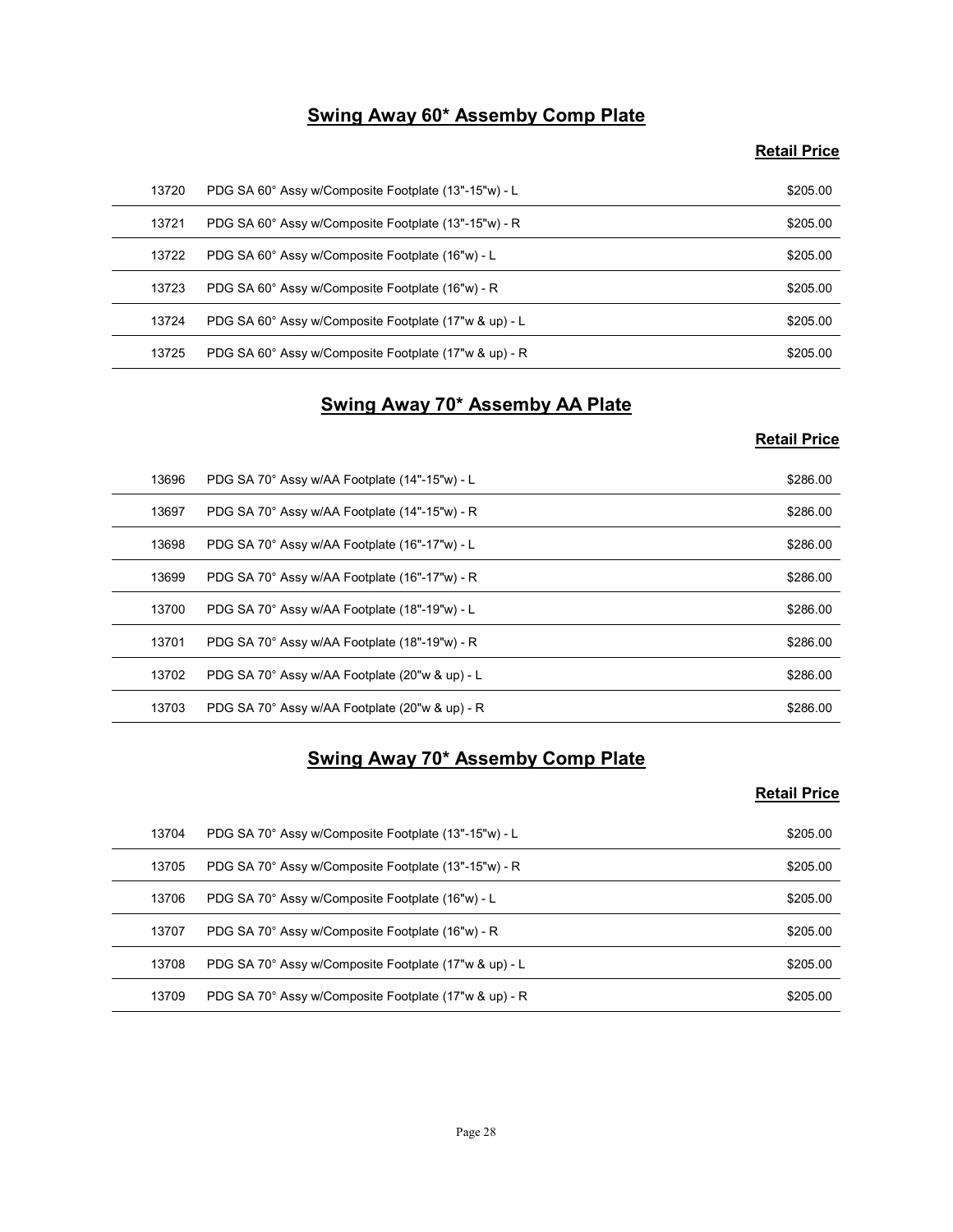## Swing Away 60* Assemby Comp Plate

| | | Retail Price |
|---|---|---|
| 13720 | PDG SA 60° Assy w/Composite Footplate (13"-15"w) - L | $205.00 |
| 13721 | PDG SA 60° Assy w/Composite Footplate (13"-15"w) - R | $205.00 |
| 13722 | PDG SA 60° Assy w/Composite Footplate (16"w) - L | $205.00 |
| 13723 | PDG SA 60° Assy w/Composite Footplate (16"w) - R | $205.00 |
| 13724 | PDG SA 60° Assy w/Composite Footplate (17"w & up) - L | $205.00 |
| 13725 | PDG SA 60° Assy w/Composite Footplate (17"w & up) - R | $205.00 |

## Swing Away 70* Assemby AA Plate

| | | Retail Price |
|---|---|---|
| 13696 | PDG SA 70° Assy w/AA Footplate (14"-15"w) - L | $286.00 |
| 13697 | PDG SA 70° Assy w/AA Footplate (14"-15"w) - R | $286.00 |
| 13698 | PDG SA 70° Assy w/AA Footplate (16"-17"w) - L | $286.00 |
| 13699 | PDG SA 70° Assy w/AA Footplate (16"-17"w) - R | $286.00 |
| 13700 | PDG SA 70° Assy w/AA Footplate (18"-19"w) - L | $286.00 |
| 13701 | PDG SA 70° Assy w/AA Footplate (18"-19"w) - R | $286.00 |
| 13702 | PDG SA 70° Assy w/AA Footplate (20"w & up) - L | $286.00 |
| 13703 | PDG SA 70° Assy w/AA Footplate (20"w & up) - R | $286.00 |

## Swing Away 70* Assemby Comp Plate

| | | Retail Price |
|---|---|---|
| 13704 | PDG SA 70° Assy w/Composite Footplate (13"-15"w) - L | $205.00 |
| 13705 | PDG SA 70° Assy w/Composite Footplate (13"-15"w) - R | $205.00 |
| 13706 | PDG SA 70° Assy w/Composite Footplate (16"w) - L | $205.00 |
| 13707 | PDG SA 70° Assy w/Composite Footplate (16"w) - R | $205.00 |
| 13708 | PDG SA 70° Assy w/Composite Footplate (17"w & up) - L | $205.00 |
| 13709 | PDG SA 70° Assy w/Composite Footplate (17"w & up) - R | $205.00 |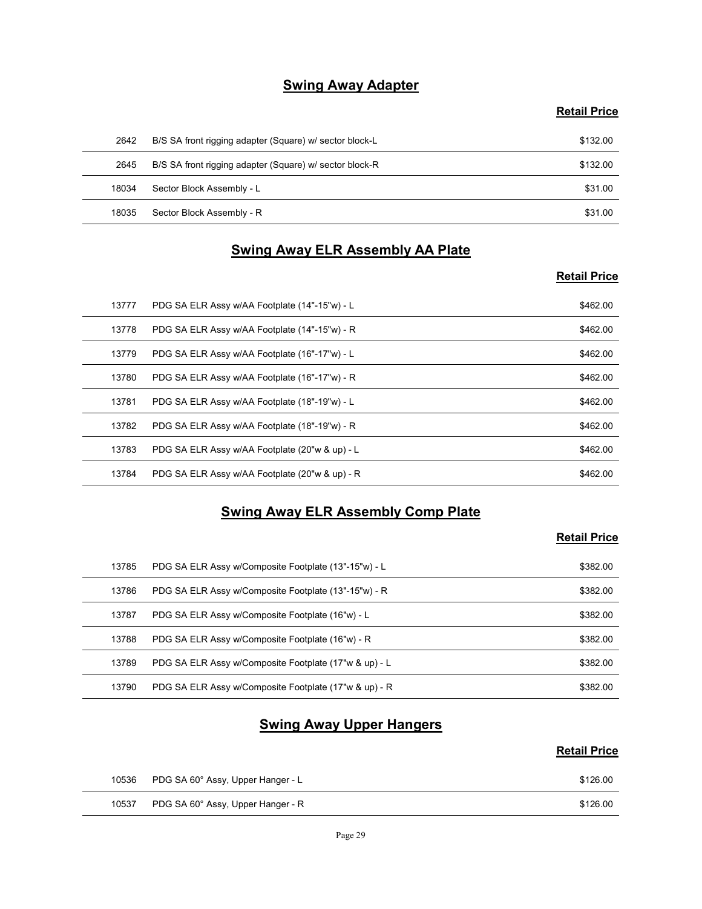## Swing Away Adapter

| | | Retail Price |
|---|---|---|
| 2642 | B/S SA front rigging adapter (Square) w/ sector block-L | $132.00 |
| 2645 | B/S SA front rigging adapter (Square) w/ sector block-R | $132.00 |
| 18034 | Sector Block Assembly - L | $31.00 |
| 18035 | Sector Block Assembly - R | $31.00 |

## Swing Away ELR Assembly AA Plate

| | | Retail Price |
|---|---|---|
| 13777 | PDG SA ELR Assy w/AA Footplate (14"-15"w) - L | $462.00 |
| 13778 | PDG SA ELR Assy w/AA Footplate (14"-15"w) - R | $462.00 |
| 13779 | PDG SA ELR Assy w/AA Footplate (16"-17"w) - L | $462.00 |
| 13780 | PDG SA ELR Assy w/AA Footplate (16"-17"w) - R | $462.00 |
| 13781 | PDG SA ELR Assy w/AA Footplate (18"-19"w) - L | $462.00 |
| 13782 | PDG SA ELR Assy w/AA Footplate (18"-19"w) - R | $462.00 |
| 13783 | PDG SA ELR Assy w/AA Footplate (20"w & up) - L | $462.00 |
| 13784 | PDG SA ELR Assy w/AA Footplate (20"w & up) - R | $462.00 |

## Swing Away ELR Assembly Comp Plate

| | | Retail Price |
|---|---|---|
| 13785 | PDG SA ELR Assy w/Composite Footplate (13"-15"w) - L | $382.00 |
| 13786 | PDG SA ELR Assy w/Composite Footplate (13"-15"w) - R | $382.00 |
| 13787 | PDG SA ELR Assy w/Composite Footplate (16"w) - L | $382.00 |
| 13788 | PDG SA ELR Assy w/Composite Footplate (16"w) - R | $382.00 |
| 13789 | PDG SA ELR Assy w/Composite Footplate (17"w & up) - L | $382.00 |
| 13790 | PDG SA ELR Assy w/Composite Footplate (17"w & up) - R | $382.00 |

## Swing Away Upper Hangers

| | | Retail Price |
|---|---|---|
| 10536 | PDG SA 60° Assy, Upper Hanger - L | $126.00 |
| 10537 | PDG SA 60° Assy, Upper Hanger - R | $126.00 |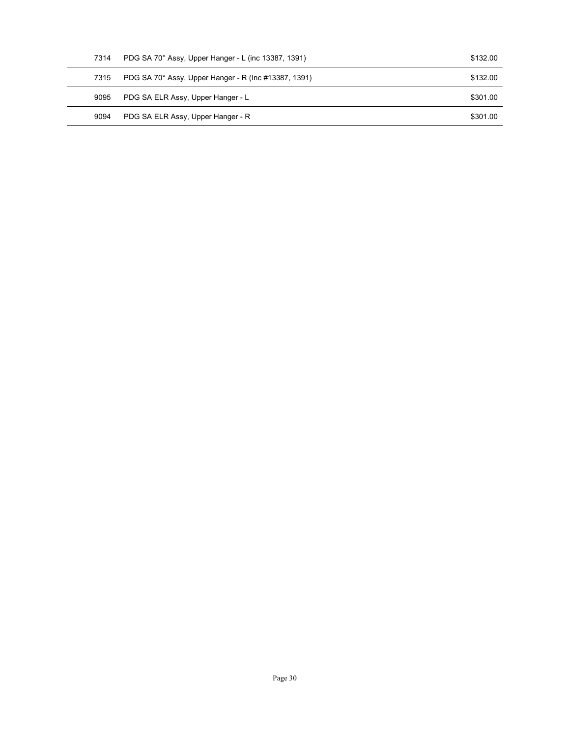| | | |
|---|---|---|
| 7314 | PDG SA 70° Assy, Upper Hanger - L (inc 13387, 1391) | $132.00 |
| 7315 | PDG SA 70° Assy, Upper Hanger - R (Inc #13387, 1391) | $132.00 |
| 9095 | PDG SA ELR Assy, Upper Hanger - L | $301.00 |
| 9094 | PDG SA ELR Assy, Upper Hanger - R | $301.00 |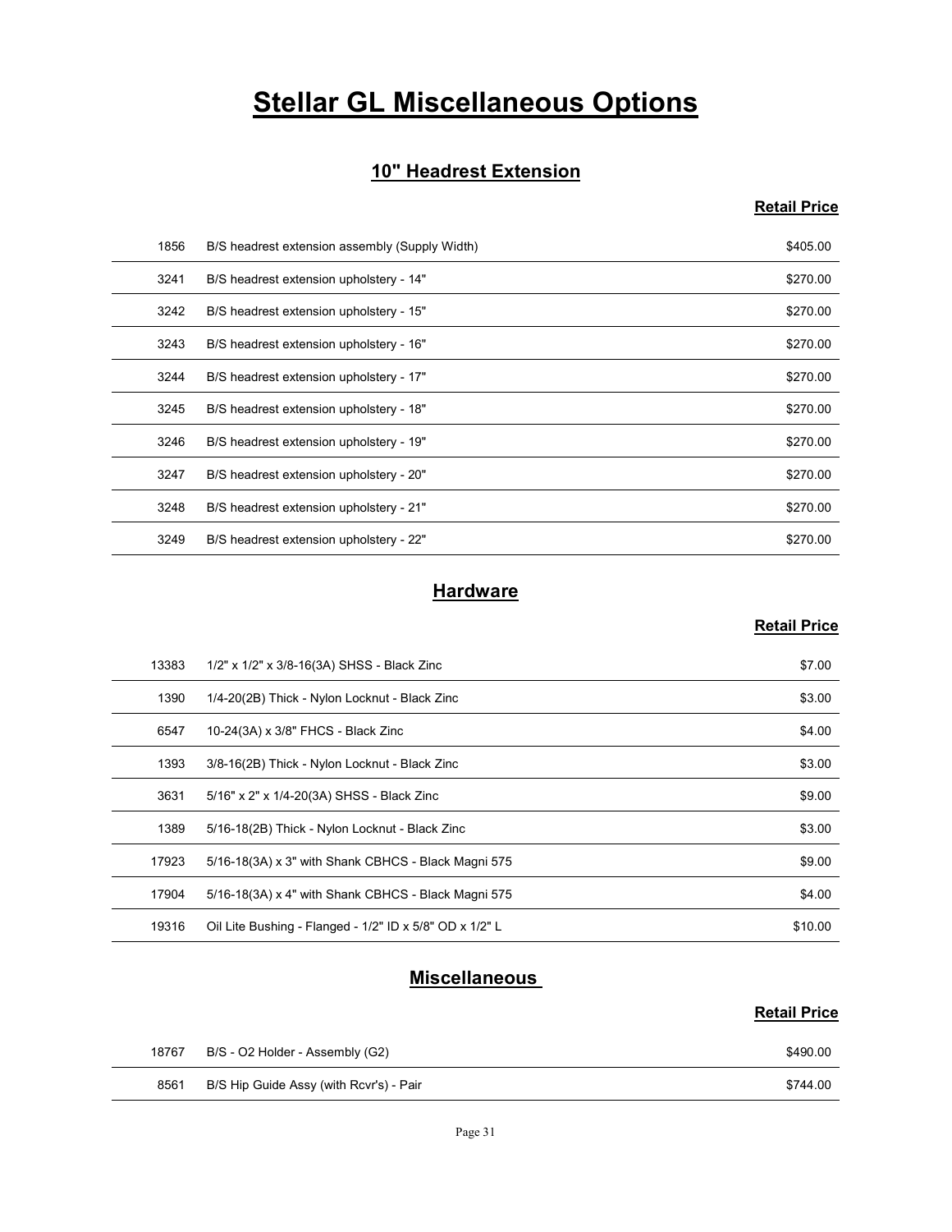# Stellar GL Miscellaneous Options

## 10" Headrest Extension

| | | Retail Price |
|---|---|---|
| 1856 | B/S headrest extension assembly (Supply Width) | $405.00 |
| 3241 | B/S headrest extension upholstery - 14" | $270.00 |
| 3242 | B/S headrest extension upholstery - 15" | $270.00 |
| 3243 | B/S headrest extension upholstery - 16" | $270.00 |
| 3244 | B/S headrest extension upholstery - 17" | $270.00 |
| 3245 | B/S headrest extension upholstery - 18" | $270.00 |
| 3246 | B/S headrest extension upholstery - 19" | $270.00 |
| 3247 | B/S headrest extension upholstery - 20" | $270.00 |
| 3248 | B/S headrest extension upholstery - 21" | $270.00 |
| 3249 | B/S headrest extension upholstery - 22" | $270.00 |

## Hardware

| | | Retail Price |
|---|---|---|
| 13383 | 1/2" x 1/2" x 3/8-16(3A) SHSS - Black Zinc | $7.00 |
| 1390 | 1/4-20(2B) Thick - Nylon Locknut - Black Zinc | $3.00 |
| 6547 | 10-24(3A) x 3/8" FHCS - Black Zinc | $4.00 |
| 1393 | 3/8-16(2B) Thick - Nylon Locknut - Black Zinc | $3.00 |
| 3631 | 5/16" x 2" x 1/4-20(3A) SHSS - Black Zinc | $9.00 |
| 1389 | 5/16-18(2B) Thick - Nylon Locknut - Black Zinc | $3.00 |
| 17923 | 5/16-18(3A) x 3" with Shank CBHCS - Black Magni 575 | $9.00 |
| 17904 | 5/16-18(3A) x 4" with Shank CBHCS - Black Magni 575 | $4.00 |
| 19316 | Oil Lite Bushing - Flanged - 1/2" ID x 5/8" OD x 1/2" L | $10.00 |

## Miscellaneous

| | | Retail Price |
|---|---|---|
| 18767 | B/S - O2 Holder - Assembly (G2) | $490.00 |
| 8561 | B/S Hip Guide Assy (with Rcvr's) - Pair | $744.00 |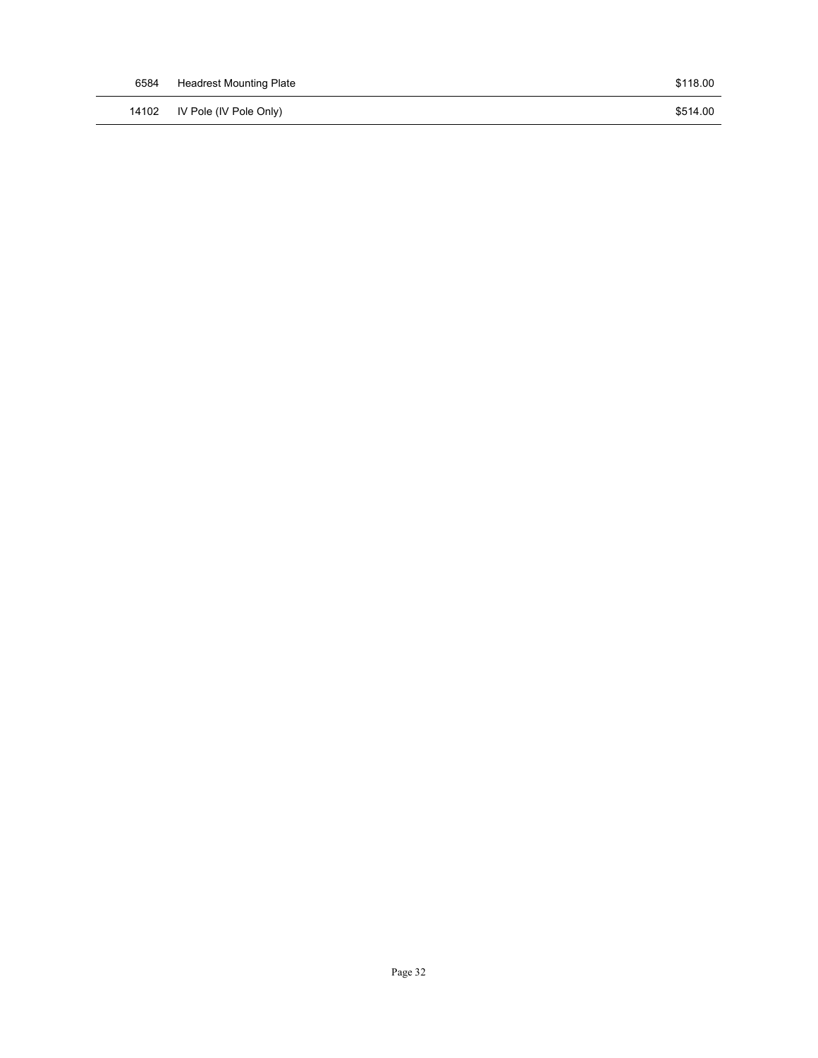| | | |
|---|---|---|
| 6584 | Headrest Mounting Plate | $118.00 |
| 14102 | IV Pole (IV Pole Only) | $514.00 |